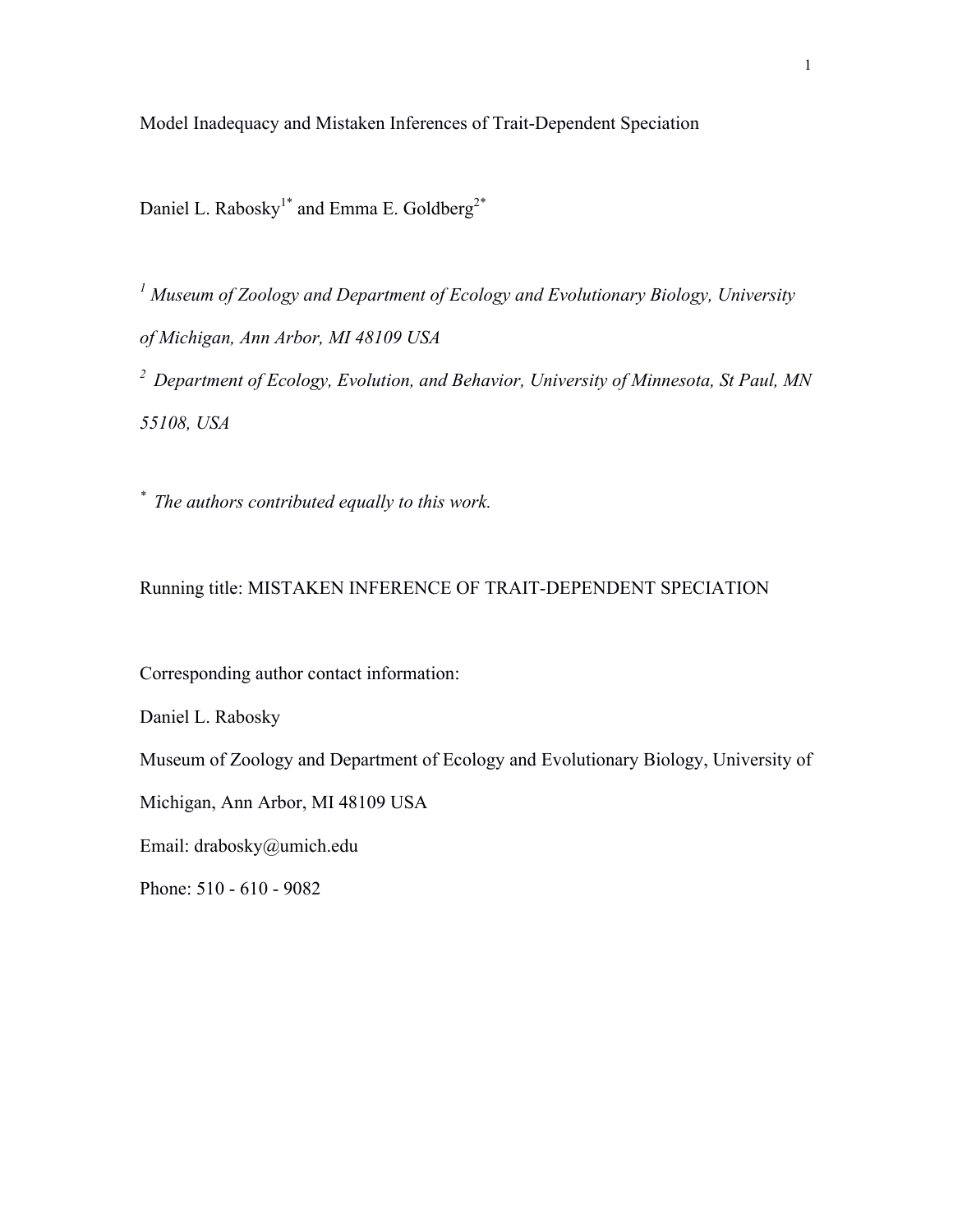# Model Inadequacy and Mistaken Inferences of Trait-Dependent Speciation

Daniel L. Rabosky[1*] and Emma E. Goldberg[2*]

[1] *Museum of Zoology and Department of Ecology and Evolutionary Biology, University of Michigan, Ann Arbor, MI 48109 USA*

[2] *Department of Ecology, Evolution, and Behavior, University of Minnesota, St Paul, MN 55108, USA*

[*] *The authors contributed equally to this work.*

Running title: MISTAKEN INFERENCE OF TRAIT-DEPENDENT SPECIATION

Corresponding author contact information:

Daniel L. Rabosky

Museum of Zoology and Department of Ecology and Evolutionary Biology, University of Michigan, Ann Arbor, MI 48109 USA

Email: drabosky@umich.edu

Phone: 510 - 610 - 9082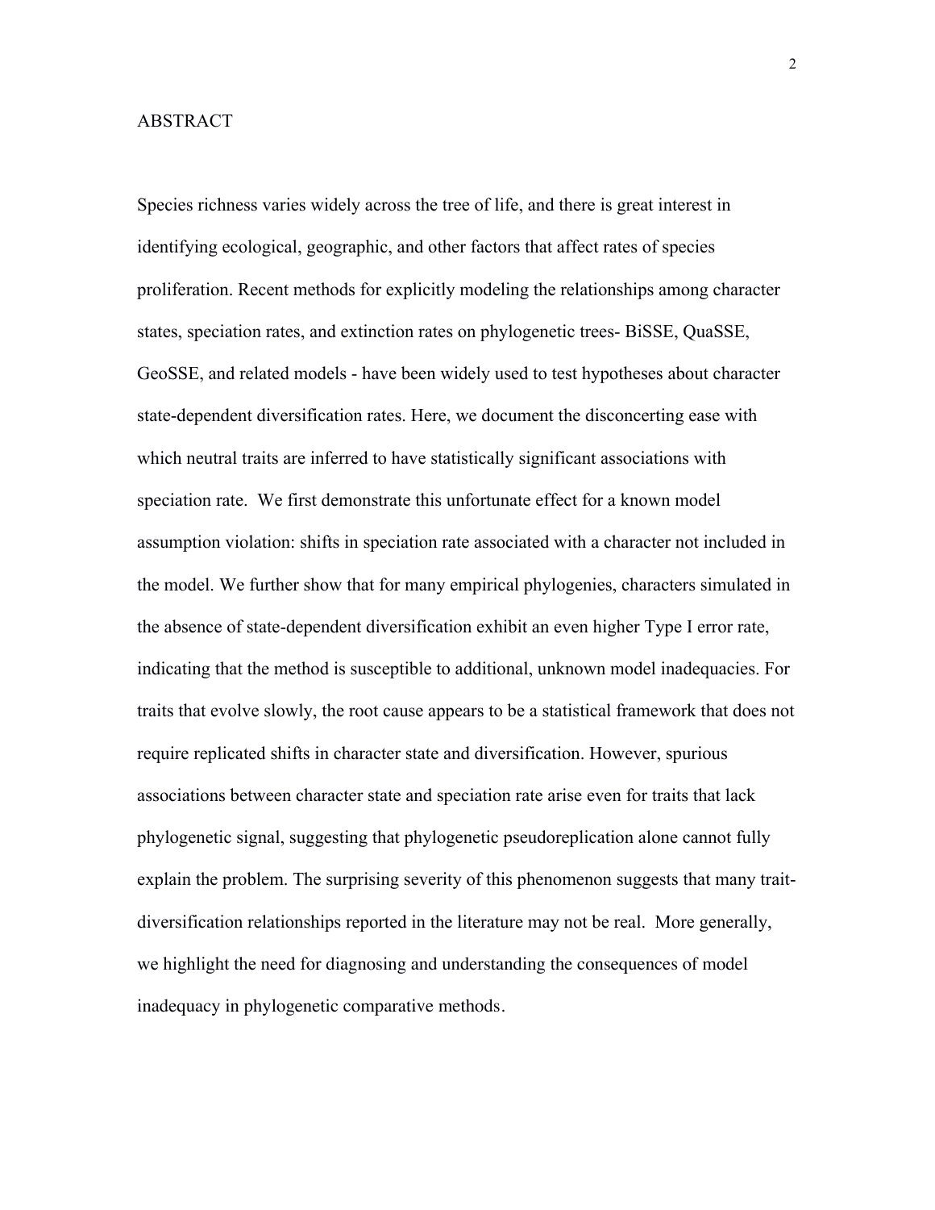## ABSTRACT

Species richness varies widely across the tree of life, and there is great interest in identifying ecological, geographic, and other factors that affect rates of species proliferation. Recent methods for explicitly modeling the relationships among character states, speciation rates, and extinction rates on phylogenetic trees- BiSSE, QuaSSE, GeoSSE, and related models - have been widely used to test hypotheses about character state-dependent diversification rates. Here, we document the disconcerting ease with which neutral traits are inferred to have statistically significant associations with speciation rate. We first demonstrate this unfortunate effect for a known model assumption violation: shifts in speciation rate associated with a character not included in the model. We further show that for many empirical phylogenies, characters simulated in the absence of state-dependent diversification exhibit an even higher Type I error rate, indicating that the method is susceptible to additional, unknown model inadequacies. For traits that evolve slowly, the root cause appears to be a statistical framework that does not require replicated shifts in character state and diversification. However, spurious associations between character state and speciation rate arise even for traits that lack phylogenetic signal, suggesting that phylogenetic pseudoreplication alone cannot fully explain the problem. The surprising severity of this phenomenon suggests that many trait-diversification relationships reported in the literature may not be real. More generally, we highlight the need for diagnosing and understanding the consequences of model inadequacy in phylogenetic comparative methods.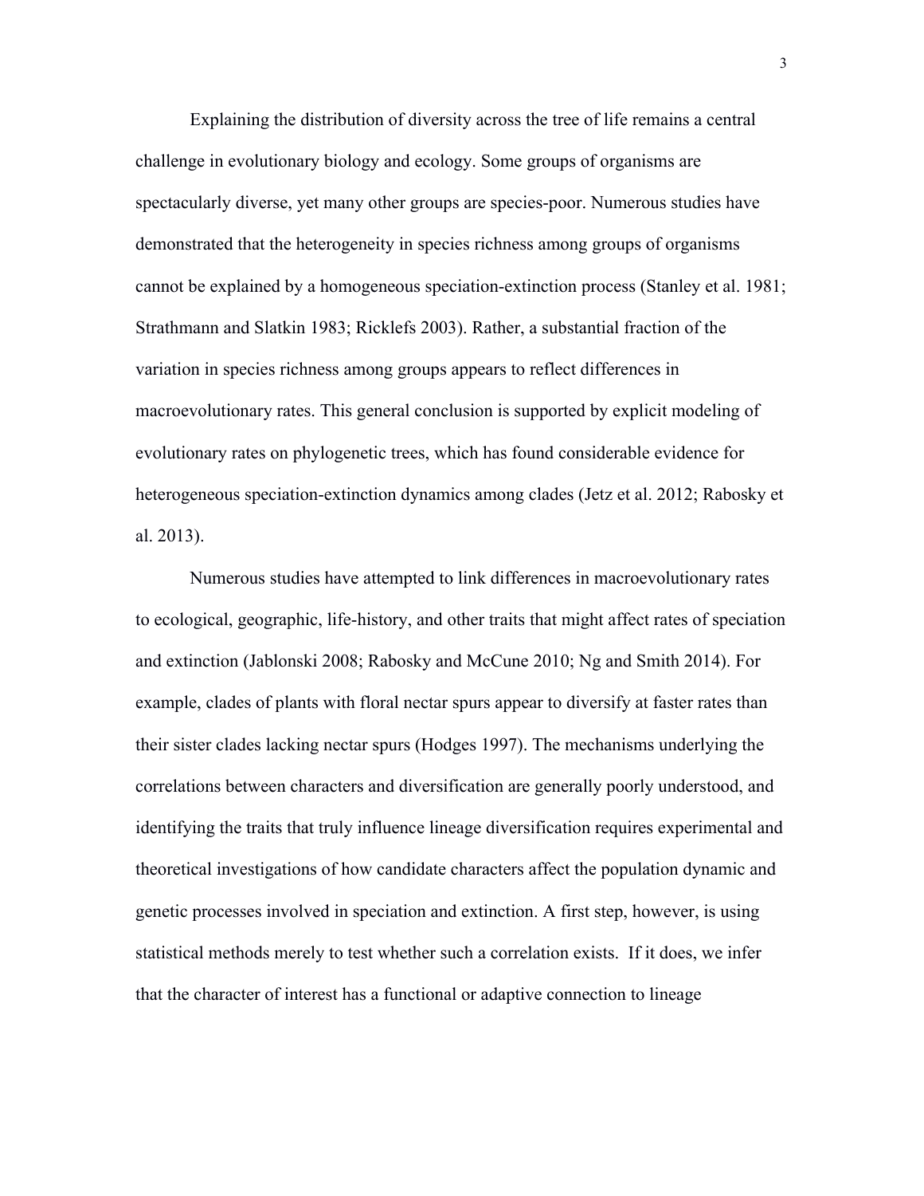Explaining the distribution of diversity across the tree of life remains a central challenge in evolutionary biology and ecology. Some groups of organisms are spectacularly diverse, yet many other groups are species-poor. Numerous studies have demonstrated that the heterogeneity in species richness among groups of organisms cannot be explained by a homogeneous speciation-extinction process (Stanley et al. 1981; Strathmann and Slatkin 1983; Ricklefs 2003). Rather, a substantial fraction of the variation in species richness among groups appears to reflect differences in macroevolutionary rates. This general conclusion is supported by explicit modeling of evolutionary rates on phylogenetic trees, which has found considerable evidence for heterogeneous speciation-extinction dynamics among clades (Jetz et al. 2012; Rabosky et al. 2013).

Numerous studies have attempted to link differences in macroevolutionary rates to ecological, geographic, life-history, and other traits that might affect rates of speciation and extinction (Jablonski 2008; Rabosky and McCune 2010; Ng and Smith 2014). For example, clades of plants with floral nectar spurs appear to diversify at faster rates than their sister clades lacking nectar spurs (Hodges 1997). The mechanisms underlying the correlations between characters and diversification are generally poorly understood, and identifying the traits that truly influence lineage diversification requires experimental and theoretical investigations of how candidate characters affect the population dynamic and genetic processes involved in speciation and extinction. A first step, however, is using statistical methods merely to test whether such a correlation exists. If it does, we infer that the character of interest has a functional or adaptive connection to lineage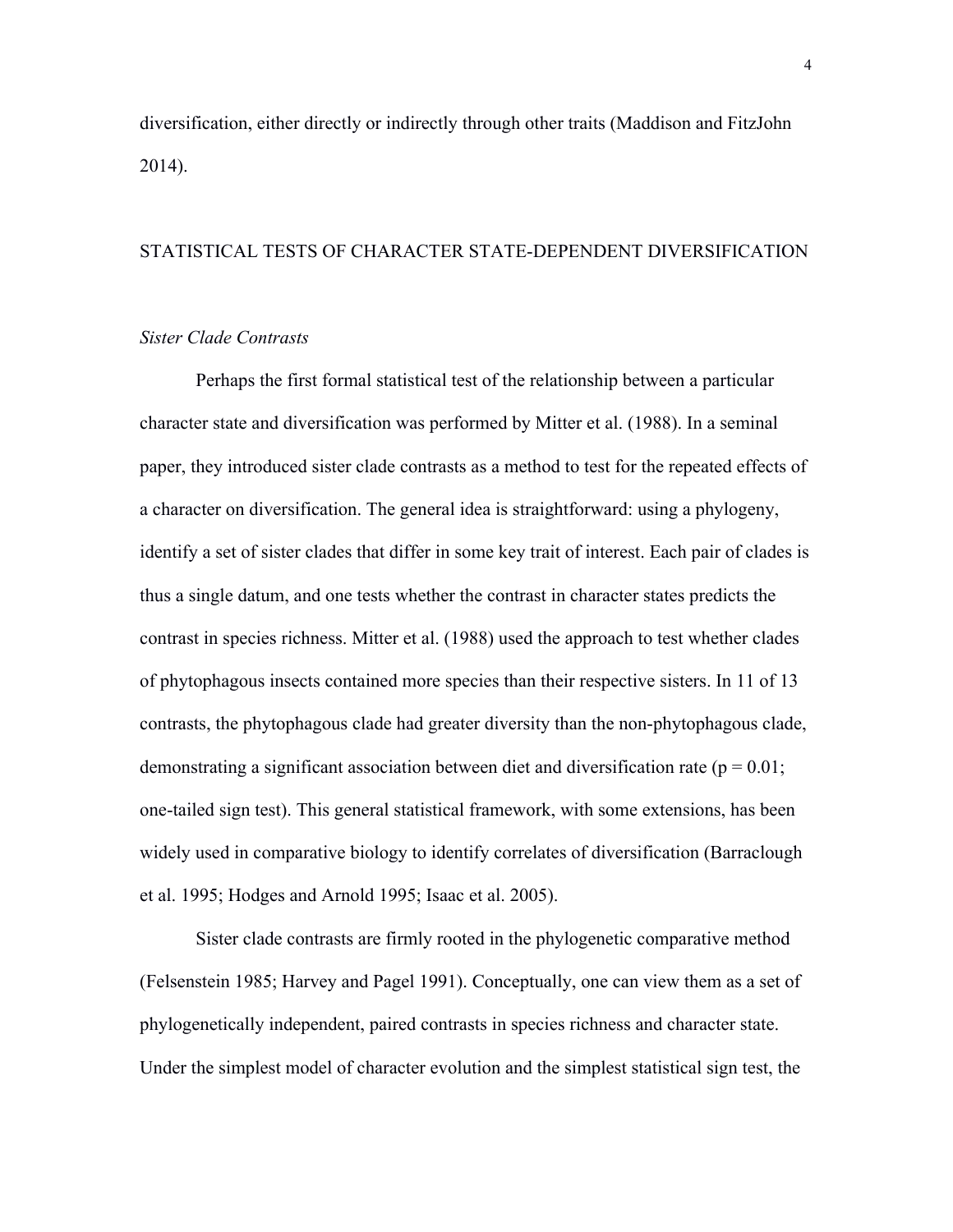diversification, either directly or indirectly through other traits (Maddison and FitzJohn 2014).

## STATISTICAL TESTS OF CHARACTER STATE-DEPENDENT DIVERSIFICATION

### *Sister Clade Contrasts*

Perhaps the first formal statistical test of the relationship between a particular character state and diversification was performed by Mitter et al. (1988). In a seminal paper, they introduced sister clade contrasts as a method to test for the repeated effects of a character on diversification. The general idea is straightforward: using a phylogeny, identify a set of sister clades that differ in some key trait of interest. Each pair of clades is thus a single datum, and one tests whether the contrast in character states predicts the contrast in species richness. Mitter et al. (1988) used the approach to test whether clades of phytophagous insects contained more species than their respective sisters. In 11 of 13 contrasts, the phytophagous clade had greater diversity than the non-phytophagous clade, demonstrating a significant association between diet and diversification rate ($p = 0.01$; one-tailed sign test). This general statistical framework, with some extensions, has been widely used in comparative biology to identify correlates of diversification (Barraclough et al. 1995; Hodges and Arnold 1995; Isaac et al. 2005).

Sister clade contrasts are firmly rooted in the phylogenetic comparative method (Felsenstein 1985; Harvey and Pagel 1991). Conceptually, one can view them as a set of phylogenetically independent, paired contrasts in species richness and character state. Under the simplest model of character evolution and the simplest statistical sign test, the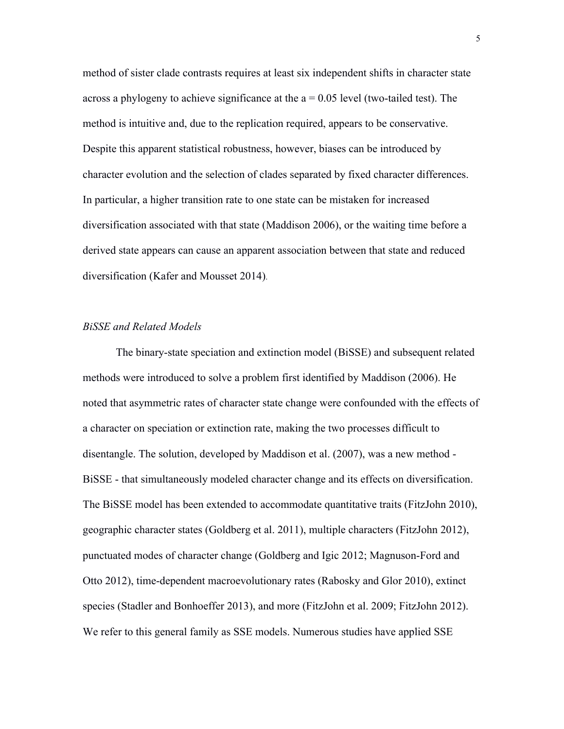method of sister clade contrasts requires at least six independent shifts in character state across a phylogeny to achieve significance at the a = 0.05 level (two-tailed test). The method is intuitive and, due to the replication required, appears to be conservative. Despite this apparent statistical robustness, however, biases can be introduced by character evolution and the selection of clades separated by fixed character differences. In particular, a higher transition rate to one state can be mistaken for increased diversification associated with that state (Maddison 2006), or the waiting time before a derived state appears can cause an apparent association between that state and reduced diversification (Kafer and Mousset 2014).

### *BiSSE and Related Models*

The binary-state speciation and extinction model (BiSSE) and subsequent related methods were introduced to solve a problem first identified by Maddison (2006). He noted that asymmetric rates of character state change were confounded with the effects of a character on speciation or extinction rate, making the two processes difficult to disentangle. The solution, developed by Maddison et al. (2007), was a new method - BiSSE - that simultaneously modeled character change and its effects on diversification. The BiSSE model has been extended to accommodate quantitative traits (FitzJohn 2010), geographic character states (Goldberg et al. 2011), multiple characters (FitzJohn 2012), punctuated modes of character change (Goldberg and Igic 2012; Magnuson-Ford and Otto 2012), time-dependent macroevolutionary rates (Rabosky and Glor 2010), extinct species (Stadler and Bonhoeffer 2013), and more (FitzJohn et al. 2009; FitzJohn 2012). We refer to this general family as SSE models. Numerous studies have applied SSE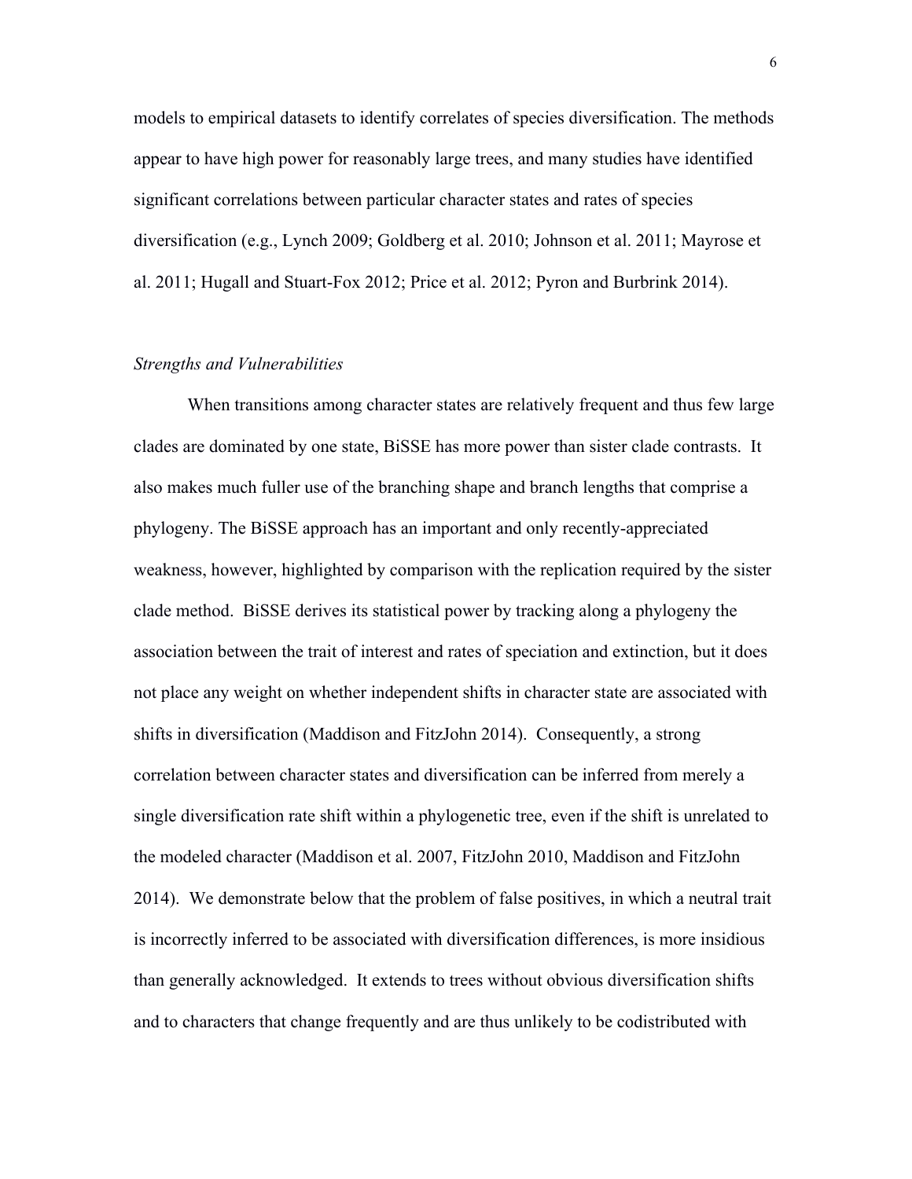models to empirical datasets to identify correlates of species diversification. The methods appear to have high power for reasonably large trees, and many studies have identified significant correlations between particular character states and rates of species diversification (e.g., Lynch 2009; Goldberg et al. 2010; Johnson et al. 2011; Mayrose et al. 2011; Hugall and Stuart-Fox 2012; Price et al. 2012; Pyron and Burbrink 2014).

### *Strengths and Vulnerabilities*

When transitions among character states are relatively frequent and thus few large clades are dominated by one state, BiSSE has more power than sister clade contrasts. It also makes much fuller use of the branching shape and branch lengths that comprise a phylogeny. The BiSSE approach has an important and only recently-appreciated weakness, however, highlighted by comparison with the replication required by the sister clade method. BiSSE derives its statistical power by tracking along a phylogeny the association between the trait of interest and rates of speciation and extinction, but it does not place any weight on whether independent shifts in character state are associated with shifts in diversification (Maddison and FitzJohn 2014). Consequently, a strong correlation between character states and diversification can be inferred from merely a single diversification rate shift within a phylogenetic tree, even if the shift is unrelated to the modeled character (Maddison et al. 2007, FitzJohn 2010, Maddison and FitzJohn 2014). We demonstrate below that the problem of false positives, in which a neutral trait is incorrectly inferred to be associated with diversification differences, is more insidious than generally acknowledged. It extends to trees without obvious diversification shifts and to characters that change frequently and are thus unlikely to be codistributed with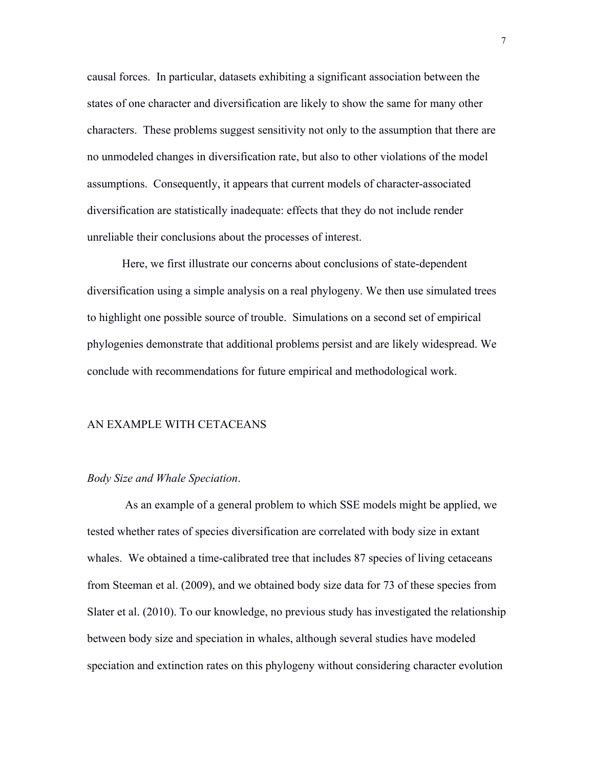causal forces. In particular, datasets exhibiting a significant association between the states of one character and diversification are likely to show the same for many other characters. These problems suggest sensitivity not only to the assumption that there are no unmodeled changes in diversification rate, but also to other violations of the model assumptions. Consequently, it appears that current models of character-associated diversification are statistically inadequate: effects that they do not include render unreliable their conclusions about the processes of interest.

Here, we first illustrate our concerns about conclusions of state-dependent diversification using a simple analysis on a real phylogeny. We then use simulated trees to highlight one possible source of trouble. Simulations on a second set of empirical phylogenies demonstrate that additional problems persist and are likely widespread. We conclude with recommendations for future empirical and methodological work.

## AN EXAMPLE WITH CETACEANS

### *Body Size and Whale Speciation*.

As an example of a general problem to which SSE models might be applied, we tested whether rates of species diversification are correlated with body size in extant whales. We obtained a time-calibrated tree that includes 87 species of living cetaceans from Steeman et al. (2009), and we obtained body size data for 73 of these species from Slater et al. (2010). To our knowledge, no previous study has investigated the relationship between body size and speciation in whales, although several studies have modeled speciation and extinction rates on this phylogeny without considering character evolution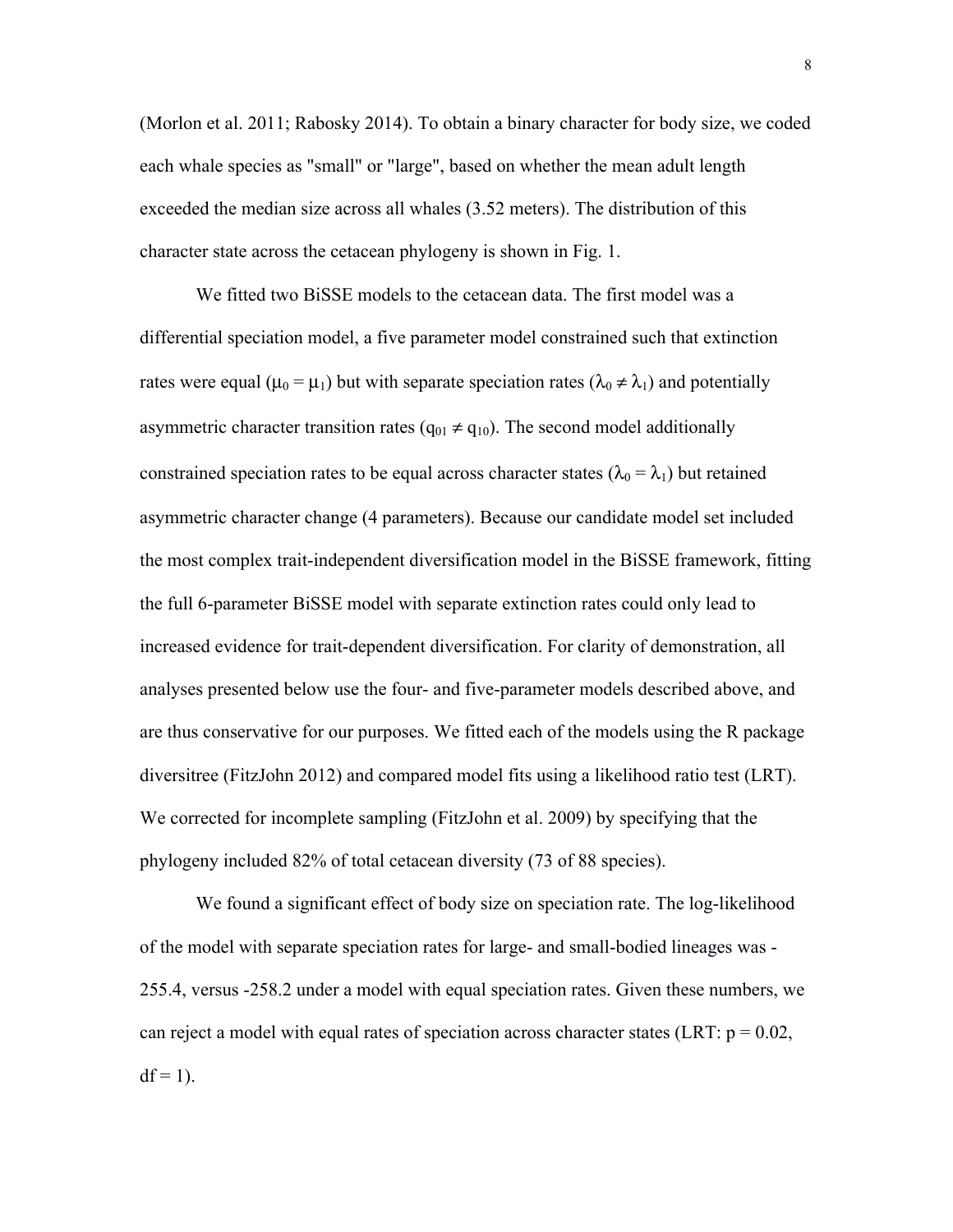(Morlon et al. 2011; Rabosky 2014). To obtain a binary character for body size, we coded each whale species as "small" or "large", based on whether the mean adult length exceeded the median size across all whales (3.52 meters). The distribution of this character state across the cetacean phylogeny is shown in Fig. 1.

We fitted two BiSSE models to the cetacean data. The first model was a differential speciation model, a five parameter model constrained such that extinction rates were equal ($\mu_0 = \mu_1$) but with separate speciation rates ($\lambda_0 \neq \lambda_1$) and potentially asymmetric character transition rates ($q_{01} \neq q_{10}$). The second model additionally constrained speciation rates to be equal across character states ($\lambda_0 = \lambda_1$) but retained asymmetric character change (4 parameters). Because our candidate model set included the most complex trait-independent diversification model in the BiSSE framework, fitting the full 6-parameter BiSSE model with separate extinction rates could only lead to increased evidence for trait-dependent diversification. For clarity of demonstration, all analyses presented below use the four- and five-parameter models described above, and are thus conservative for our purposes. We fitted each of the models using the R package diversitree (FitzJohn 2012) and compared model fits using a likelihood ratio test (LRT). We corrected for incomplete sampling (FitzJohn et al. 2009) by specifying that the phylogeny included 82% of total cetacean diversity (73 of 88 species).

We found a significant effect of body size on speciation rate. The log-likelihood of the model with separate speciation rates for large- and small-bodied lineages was -255.4, versus -258.2 under a model with equal speciation rates. Given these numbers, we can reject a model with equal rates of speciation across character states (LRT: $p = 0.02$, $df = 1$).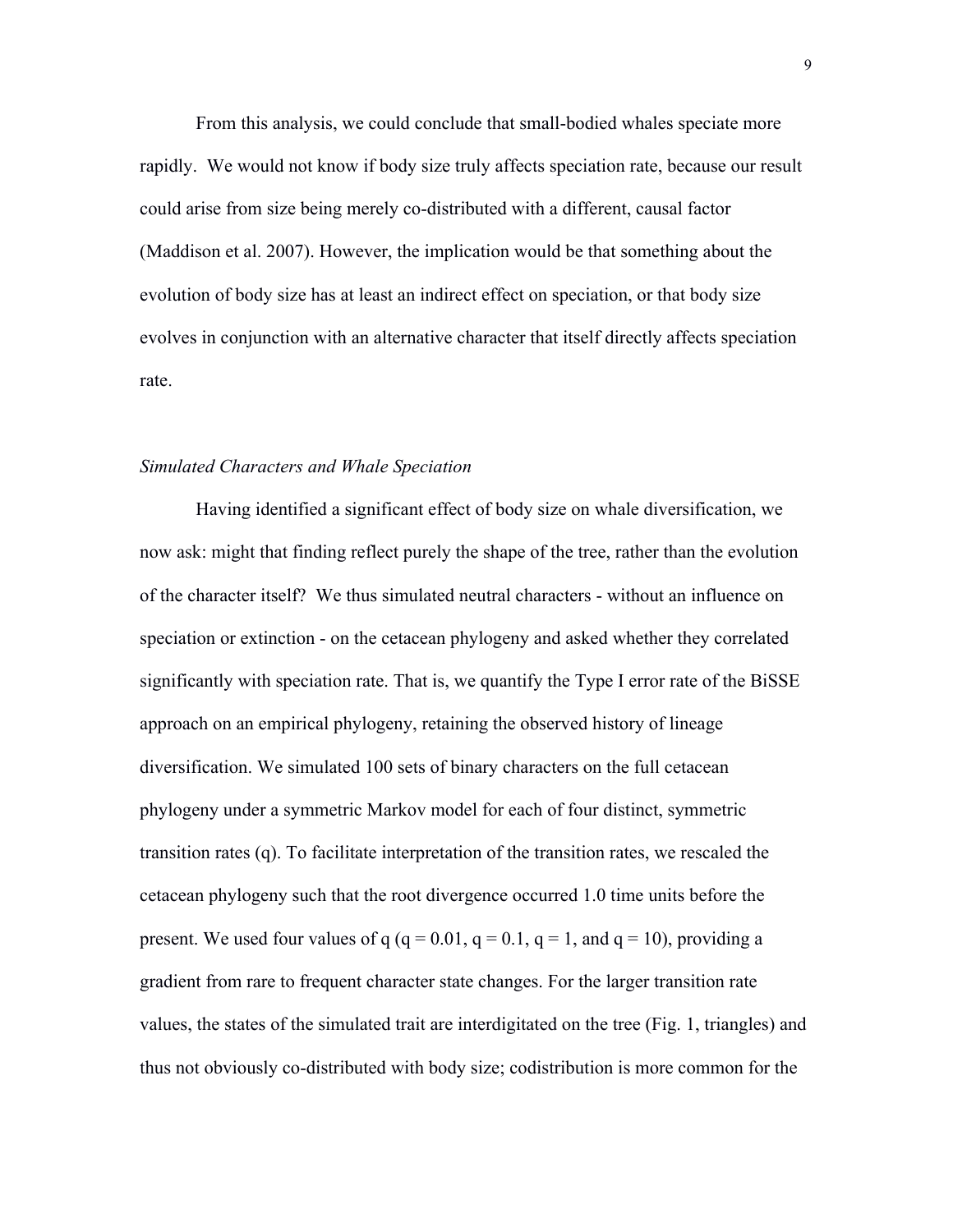From this analysis, we could conclude that small-bodied whales speciate more rapidly. We would not know if body size truly affects speciation rate, because our result could arise from size being merely co-distributed with a different, causal factor (Maddison et al. 2007). However, the implication would be that something about the evolution of body size has at least an indirect effect on speciation, or that body size evolves in conjunction with an alternative character that itself directly affects speciation rate.

### *Simulated Characters and Whale Speciation*

Having identified a significant effect of body size on whale diversification, we now ask: might that finding reflect purely the shape of the tree, rather than the evolution of the character itself? We thus simulated neutral characters - without an influence on speciation or extinction - on the cetacean phylogeny and asked whether they correlated significantly with speciation rate. That is, we quantify the Type I error rate of the BiSSE approach on an empirical phylogeny, retaining the observed history of lineage diversification. We simulated 100 sets of binary characters on the full cetacean phylogeny under a symmetric Markov model for each of four distinct, symmetric transition rates ($q$). To facilitate interpretation of the transition rates, we rescaled the cetacean phylogeny such that the root divergence occurred 1.0 time units before the present. We used four values of $q$ ($q = 0.01$, $q = 0.1$, $q = 1$, and $q = 10$), providing a gradient from rare to frequent character state changes. For the larger transition rate values, the states of the simulated trait are interdigitated on the tree (Fig. 1, triangles) and thus not obviously co-distributed with body size; codistribution is more common for the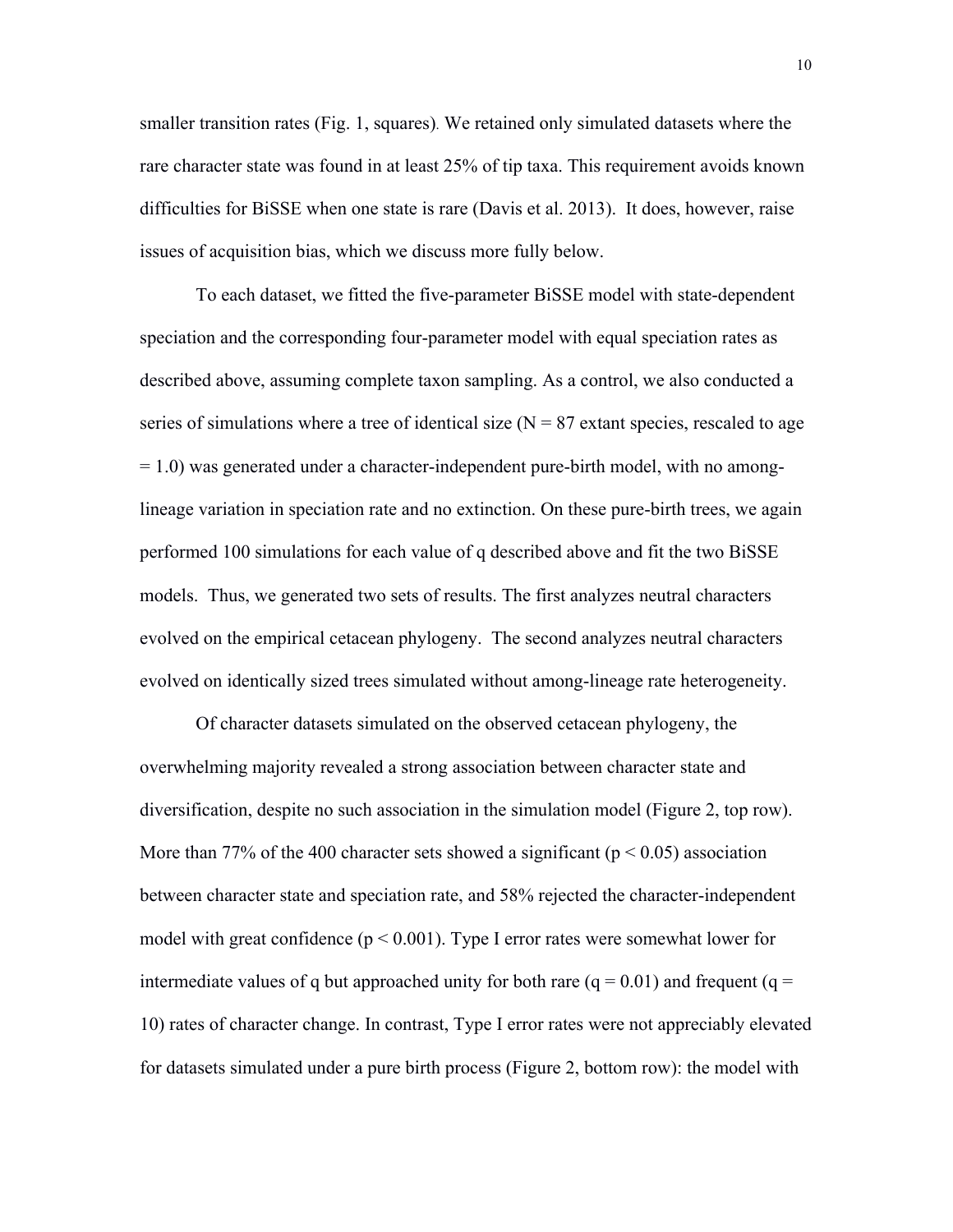smaller transition rates (Fig. 1, squares). We retained only simulated datasets where the rare character state was found in at least 25% of tip taxa. This requirement avoids known difficulties for BiSSE when one state is rare (Davis et al. 2013). It does, however, raise issues of acquisition bias, which we discuss more fully below.

To each dataset, we fitted the five-parameter BiSSE model with state-dependent speciation and the corresponding four-parameter model with equal speciation rates as described above, assuming complete taxon sampling. As a control, we also conducted a series of simulations where a tree of identical size ($N = 87$ extant species, rescaled to age $= 1.0$) was generated under a character-independent pure-birth model, with no among-lineage variation in speciation rate and no extinction. On these pure-birth trees, we again performed 100 simulations for each value of $q$ described above and fit the two BiSSE models. Thus, we generated two sets of results. The first analyzes neutral characters evolved on the empirical cetacean phylogeny. The second analyzes neutral characters evolved on identically sized trees simulated without among-lineage rate heterogeneity.

Of character datasets simulated on the observed cetacean phylogeny, the overwhelming majority revealed a strong association between character state and diversification, despite no such association in the simulation model (Figure 2, top row). More than 77% of the 400 character sets showed a significant ($p < 0.05$) association between character state and speciation rate, and 58% rejected the character-independent model with great confidence ($p < 0.001$). Type I error rates were somewhat lower for intermediate values of $q$ but approached unity for both rare ($q = 0.01$) and frequent ($q = 10$) rates of character change. In contrast, Type I error rates were not appreciably elevated for datasets simulated under a pure birth process (Figure 2, bottom row): the model with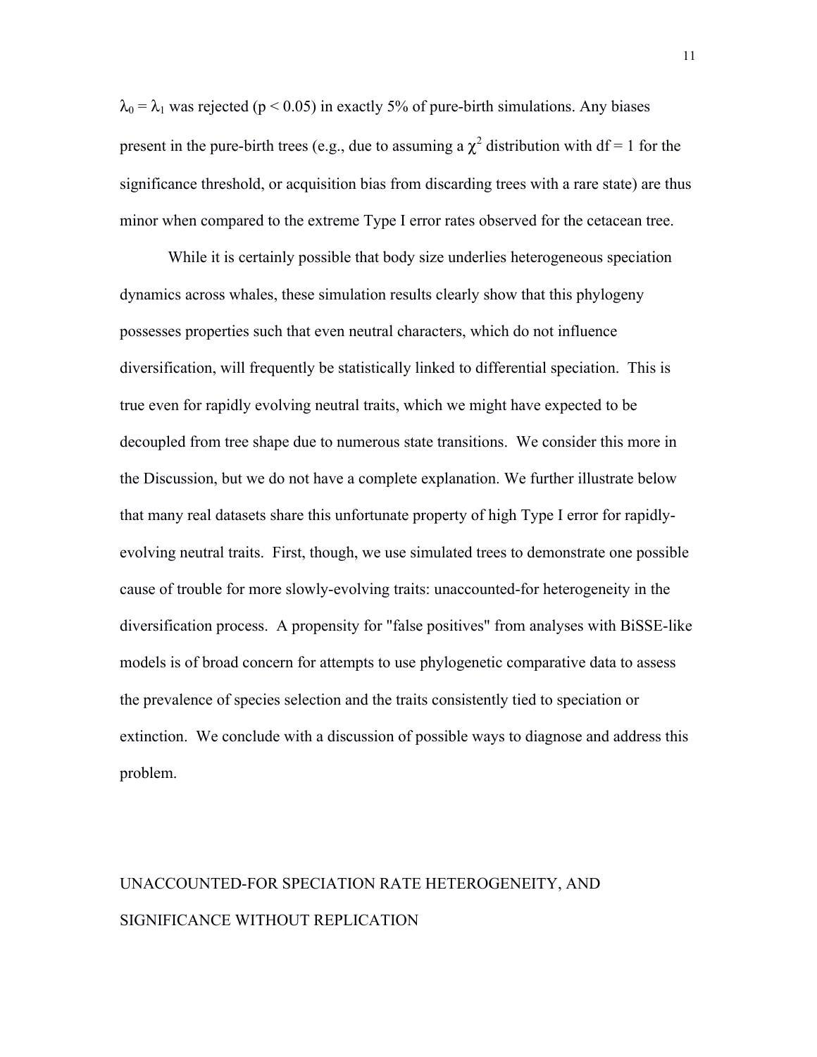$\lambda_0 = \lambda_1$ was rejected ($p < 0.05$) in exactly 5% of pure-birth simulations. Any biases present in the pure-birth trees (e.g., due to assuming a $\chi^2$ distribution with df = 1 for the significance threshold, or acquisition bias from discarding trees with a rare state) are thus minor when compared to the extreme Type I error rates observed for the cetacean tree.

While it is certainly possible that body size underlies heterogeneous speciation dynamics across whales, these simulation results clearly show that this phylogeny possesses properties such that even neutral characters, which do not influence diversification, will frequently be statistically linked to differential speciation. This is true even for rapidly evolving neutral traits, which we might have expected to be decoupled from tree shape due to numerous state transitions. We consider this more in the Discussion, but we do not have a complete explanation. We further illustrate below that many real datasets share this unfortunate property of high Type I error for rapidly-evolving neutral traits. First, though, we use simulated trees to demonstrate one possible cause of trouble for more slowly-evolving traits: unaccounted-for heterogeneity in the diversification process. A propensity for "false positives" from analyses with BiSSE-like models is of broad concern for attempts to use phylogenetic comparative data to assess the prevalence of species selection and the traits consistently tied to speciation or extinction. We conclude with a discussion of possible ways to diagnose and address this problem.

## UNACCOUNTED-FOR SPECIATION RATE HETEROGENEITY, AND SIGNIFICANCE WITHOUT REPLICATION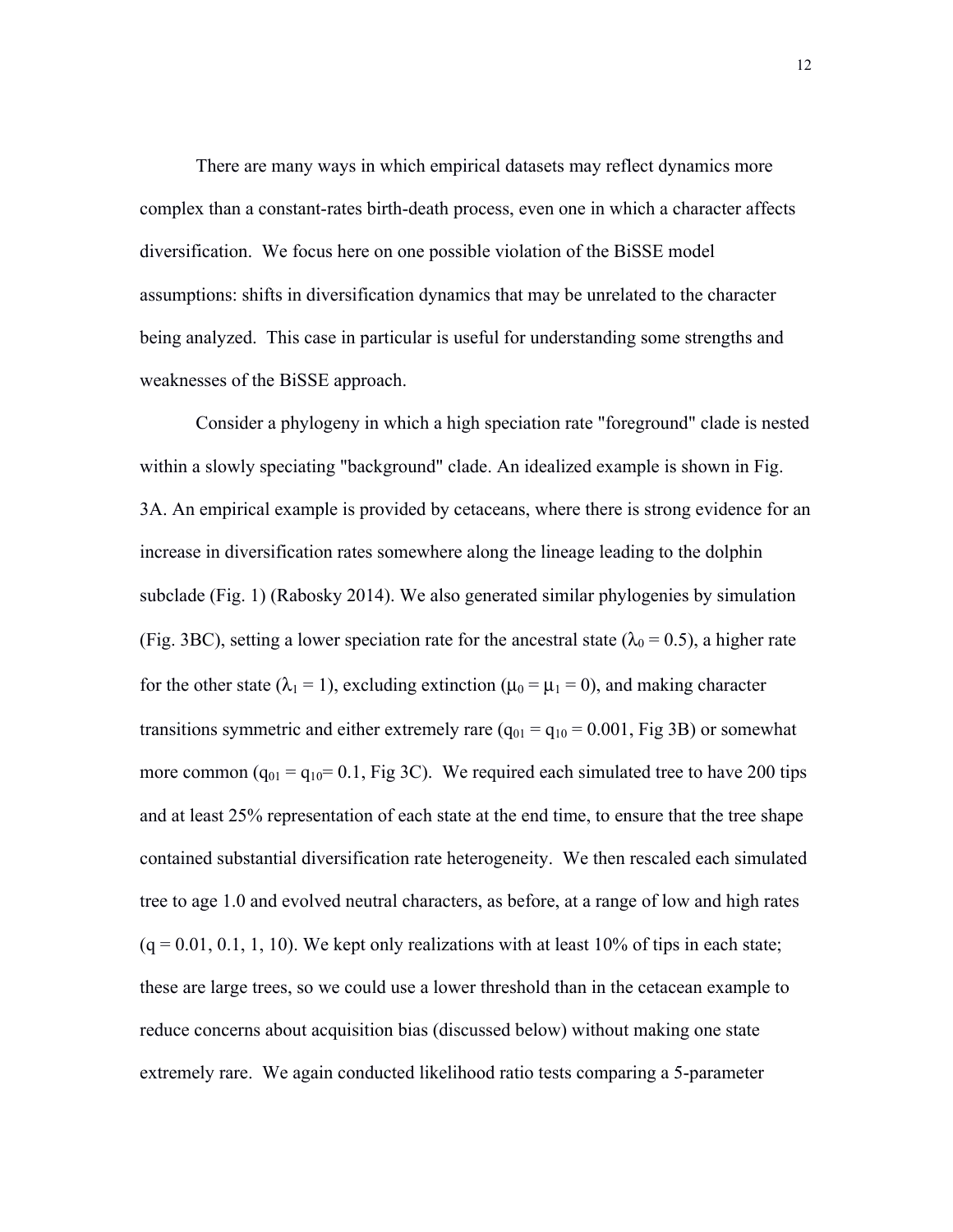There are many ways in which empirical datasets may reflect dynamics more complex than a constant-rates birth-death process, even one in which a character affects diversification. We focus here on one possible violation of the BiSSE model assumptions: shifts in diversification dynamics that may be unrelated to the character being analyzed. This case in particular is useful for understanding some strengths and weaknesses of the BiSSE approach.

Consider a phylogeny in which a high speciation rate "foreground" clade is nested within a slowly speciating "background" clade. An idealized example is shown in Fig. 3A. An empirical example is provided by cetaceans, where there is strong evidence for an increase in diversification rates somewhere along the lineage leading to the dolphin subclade (Fig. 1) (Rabosky 2014). We also generated similar phylogenies by simulation (Fig. 3BC), setting a lower speciation rate for the ancestral state ($\lambda_0 = 0.5$), a higher rate for the other state ($\lambda_1 = 1$), excluding extinction ($\mu_0 = \mu_1 = 0$), and making character transitions symmetric and either extremely rare ($q_{01} = q_{10} = 0.001$, Fig 3B) or somewhat more common ($q_{01} = q_{10} = 0.1$, Fig 3C). We required each simulated tree to have 200 tips and at least 25% representation of each state at the end time, to ensure that the tree shape contained substantial diversification rate heterogeneity. We then rescaled each simulated tree to age 1.0 and evolved neutral characters, as before, at a range of low and high rates ($q = 0.01, 0.1, 1, 10$). We kept only realizations with at least 10% of tips in each state; these are large trees, so we could use a lower threshold than in the cetacean example to reduce concerns about acquisition bias (discussed below) without making one state extremely rare. We again conducted likelihood ratio tests comparing a 5-parameter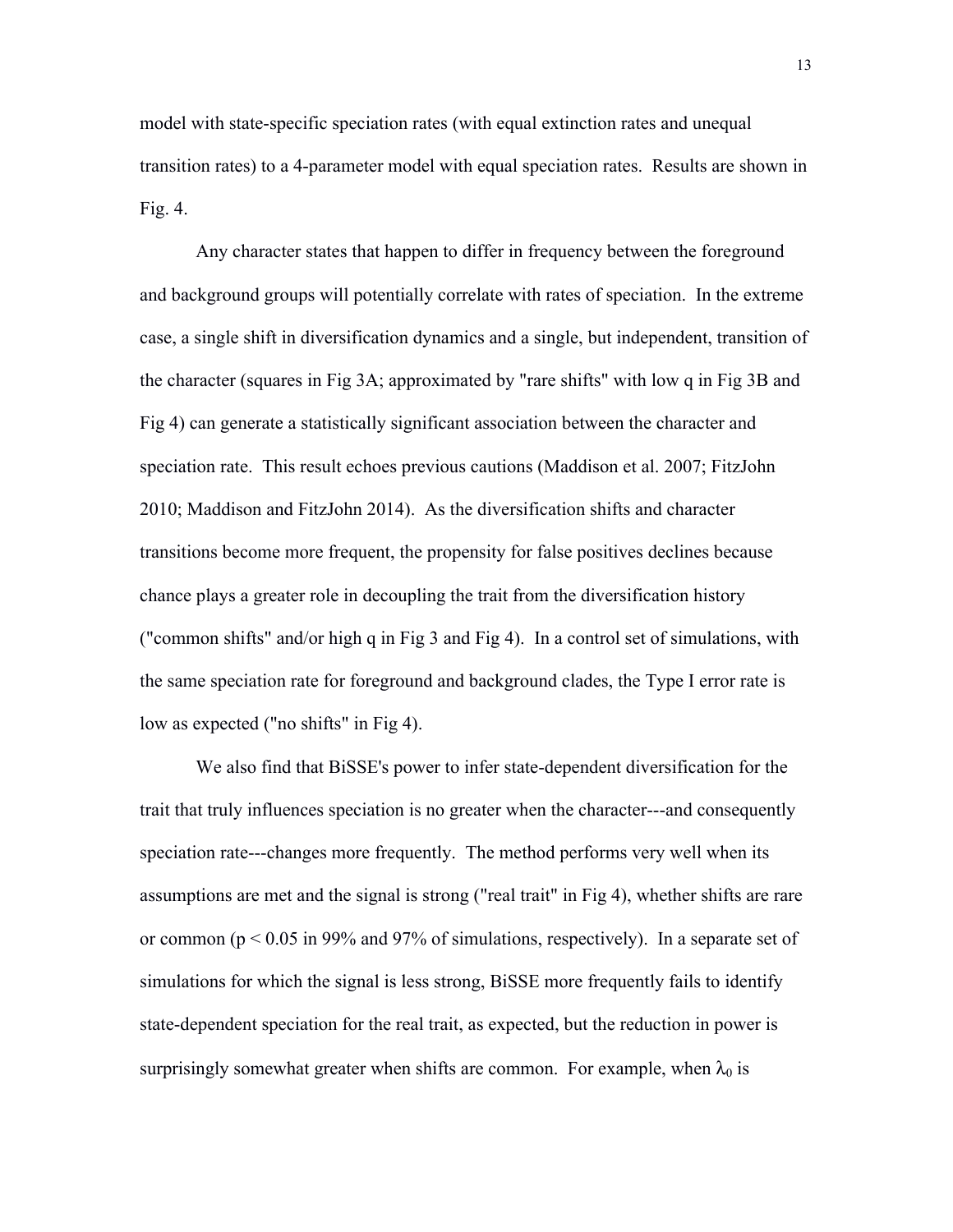model with state-specific speciation rates (with equal extinction rates and unequal transition rates) to a 4-parameter model with equal speciation rates. Results are shown in Fig. 4.

Any character states that happen to differ in frequency between the foreground and background groups will potentially correlate with rates of speciation. In the extreme case, a single shift in diversification dynamics and a single, but independent, transition of the character (squares in Fig 3A; approximated by "rare shifts" with low q in Fig 3B and Fig 4) can generate a statistically significant association between the character and speciation rate. This result echoes previous cautions (Maddison et al. 2007; FitzJohn 2010; Maddison and FitzJohn 2014). As the diversification shifts and character transitions become more frequent, the propensity for false positives declines because chance plays a greater role in decoupling the trait from the diversification history ("common shifts" and/or high q in Fig 3 and Fig 4). In a control set of simulations, with the same speciation rate for foreground and background clades, the Type I error rate is low as expected ("no shifts" in Fig 4).

We also find that BiSSE's power to infer state-dependent diversification for the trait that truly influences speciation is no greater when the character---and consequently speciation rate---changes more frequently. The method performs very well when its assumptions are met and the signal is strong ("real trait" in Fig 4), whether shifts are rare or common ($p < 0.05$ in 99% and 97% of simulations, respectively). In a separate set of simulations for which the signal is less strong, BiSSE more frequently fails to identify state-dependent speciation for the real trait, as expected, but the reduction in power is surprisingly somewhat greater when shifts are common. For example, when $\lambda_0$ is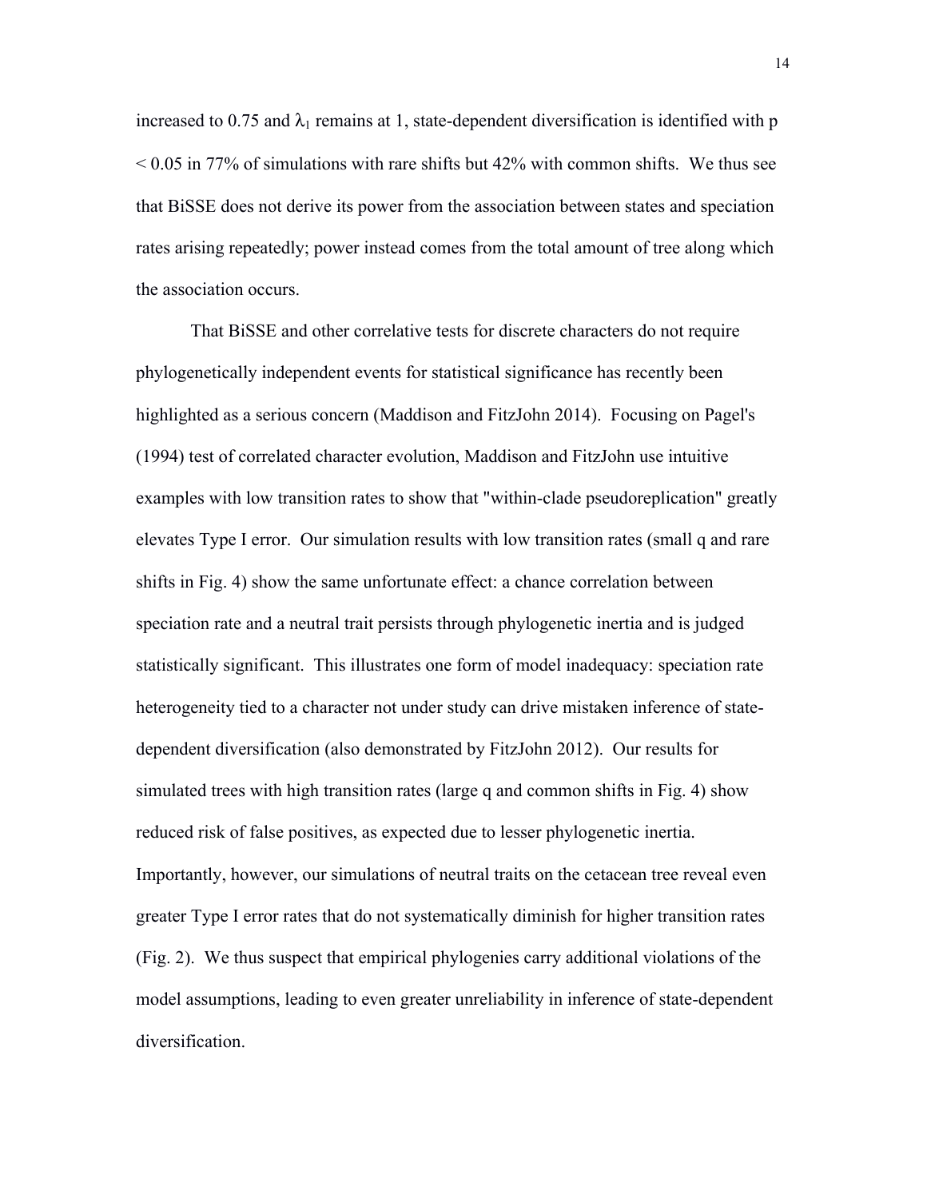increased to 0.75 and $\lambda_1$ remains at 1, state-dependent diversification is identified with $p < 0.05$ in 77% of simulations with rare shifts but 42% with common shifts. We thus see that BiSSE does not derive its power from the association between states and speciation rates arising repeatedly; power instead comes from the total amount of tree along which the association occurs.

That BiSSE and other correlative tests for discrete characters do not require phylogenetically independent events for statistical significance has recently been highlighted as a serious concern (Maddison and FitzJohn 2014). Focusing on Pagel's (1994) test of correlated character evolution, Maddison and FitzJohn use intuitive examples with low transition rates to show that "within-clade pseudoreplication" greatly elevates Type I error. Our simulation results with low transition rates (small q and rare shifts in Fig. 4) show the same unfortunate effect: a chance correlation between speciation rate and a neutral trait persists through phylogenetic inertia and is judged statistically significant. This illustrates one form of model inadequacy: speciation rate heterogeneity tied to a character not under study can drive mistaken inference of state-dependent diversification (also demonstrated by FitzJohn 2012). Our results for simulated trees with high transition rates (large q and common shifts in Fig. 4) show reduced risk of false positives, as expected due to lesser phylogenetic inertia. Importantly, however, our simulations of neutral traits on the cetacean tree reveal even greater Type I error rates that do not systematically diminish for higher transition rates (Fig. 2). We thus suspect that empirical phylogenies carry additional violations of the model assumptions, leading to even greater unreliability in inference of state-dependent diversification.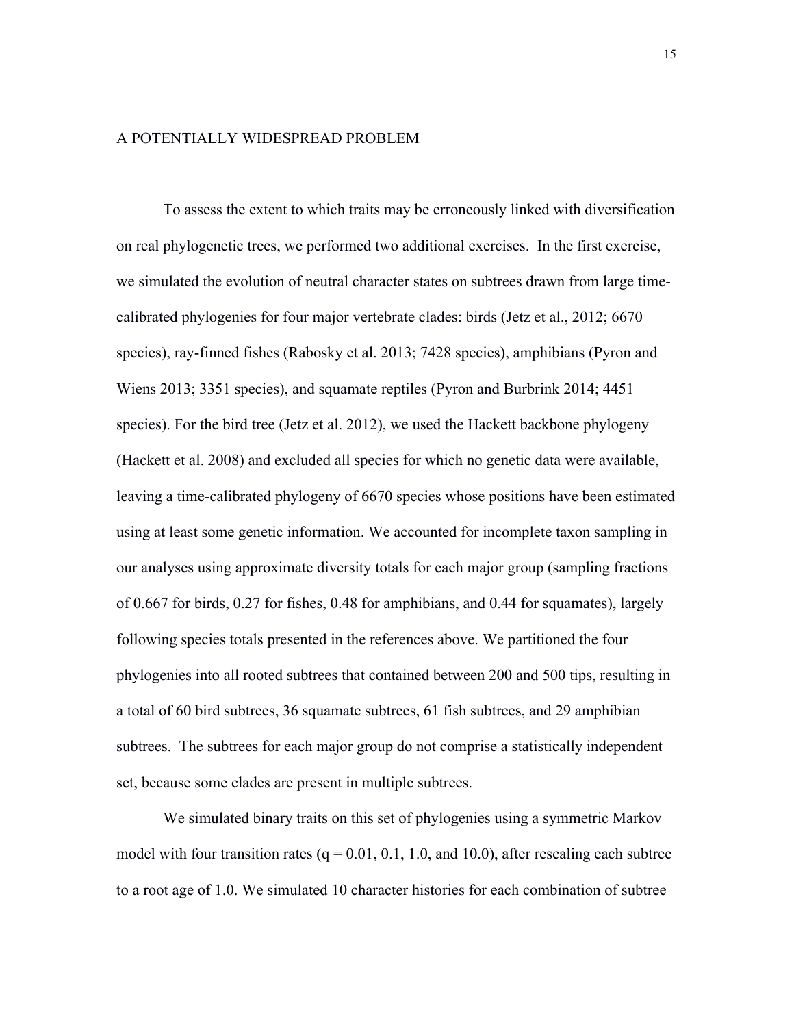## A POTENTIALLY WIDESPREAD PROBLEM

To assess the extent to which traits may be erroneously linked with diversification on real phylogenetic trees, we performed two additional exercises. In the first exercise, we simulated the evolution of neutral character states on subtrees drawn from large time-calibrated phylogenies for four major vertebrate clades: birds (Jetz et al., 2012; 6670 species), ray-finned fishes (Rabosky et al. 2013; 7428 species), amphibians (Pyron and Wiens 2013; 3351 species), and squamate reptiles (Pyron and Burbrink 2014; 4451 species). For the bird tree (Jetz et al. 2012), we used the Hackett backbone phylogeny (Hackett et al. 2008) and excluded all species for which no genetic data were available, leaving a time-calibrated phylogeny of 6670 species whose positions have been estimated using at least some genetic information. We accounted for incomplete taxon sampling in our analyses using approximate diversity totals for each major group (sampling fractions of 0.667 for birds, 0.27 for fishes, 0.48 for amphibians, and 0.44 for squamates), largely following species totals presented in the references above. We partitioned the four phylogenies into all rooted subtrees that contained between 200 and 500 tips, resulting in a total of 60 bird subtrees, 36 squamate subtrees, 61 fish subtrees, and 29 amphibian subtrees. The subtrees for each major group do not comprise a statistically independent set, because some clades are present in multiple subtrees.

We simulated binary traits on this set of phylogenies using a symmetric Markov model with four transition rates ($q = 0.01$, 0.1, 1.0, and 10.0), after rescaling each subtree to a root age of 1.0. We simulated 10 character histories for each combination of subtree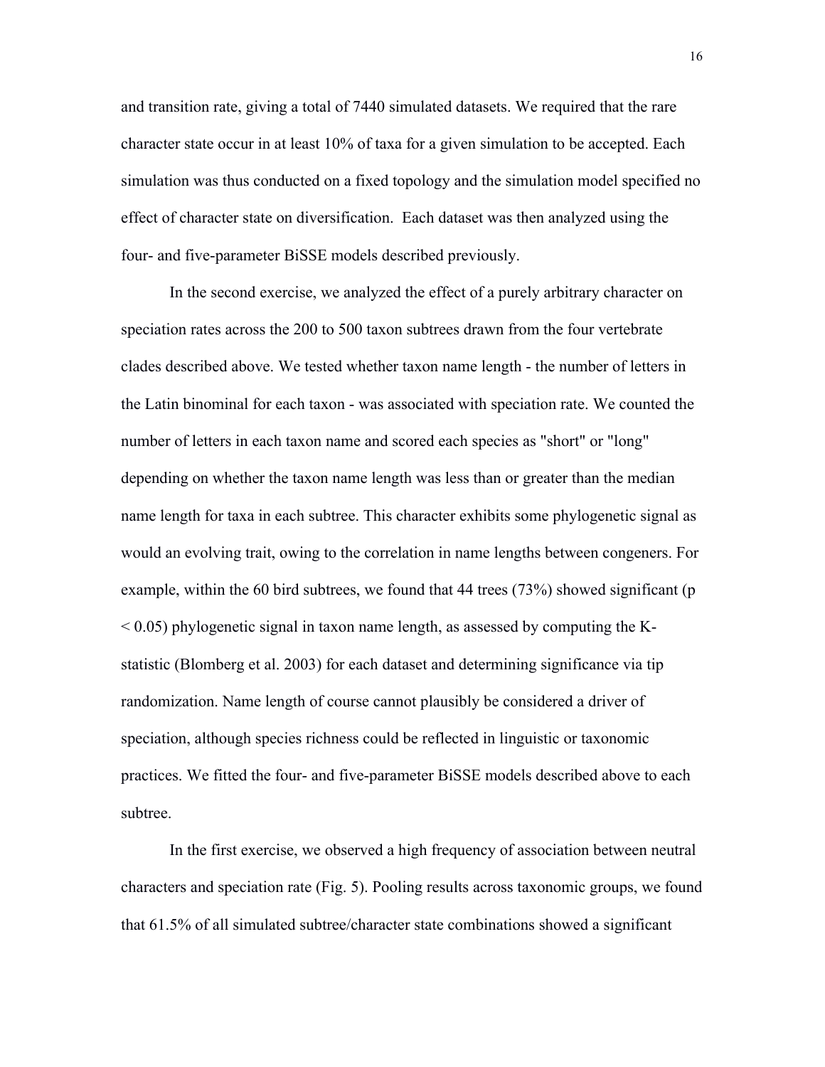and transition rate, giving a total of 7440 simulated datasets. We required that the rare character state occur in at least 10% of taxa for a given simulation to be accepted. Each simulation was thus conducted on a fixed topology and the simulation model specified no effect of character state on diversification. Each dataset was then analyzed using the four- and five-parameter BiSSE models described previously.

In the second exercise, we analyzed the effect of a purely arbitrary character on speciation rates across the 200 to 500 taxon subtrees drawn from the four vertebrate clades described above. We tested whether taxon name length - the number of letters in the Latin binominal for each taxon - was associated with speciation rate. We counted the number of letters in each taxon name and scored each species as "short" or "long" depending on whether the taxon name length was less than or greater than the median name length for taxa in each subtree. This character exhibits some phylogenetic signal as would an evolving trait, owing to the correlation in name lengths between congeners. For example, within the 60 bird subtrees, we found that 44 trees (73%) showed significant ($p < 0.05$) phylogenetic signal in taxon name length, as assessed by computing the K-statistic (Blomberg et al. 2003) for each dataset and determining significance via tip randomization. Name length of course cannot plausibly be considered a driver of speciation, although species richness could be reflected in linguistic or taxonomic practices. We fitted the four- and five-parameter BiSSE models described above to each subtree.

In the first exercise, we observed a high frequency of association between neutral characters and speciation rate (Fig. 5). Pooling results across taxonomic groups, we found that 61.5% of all simulated subtree/character state combinations showed a significant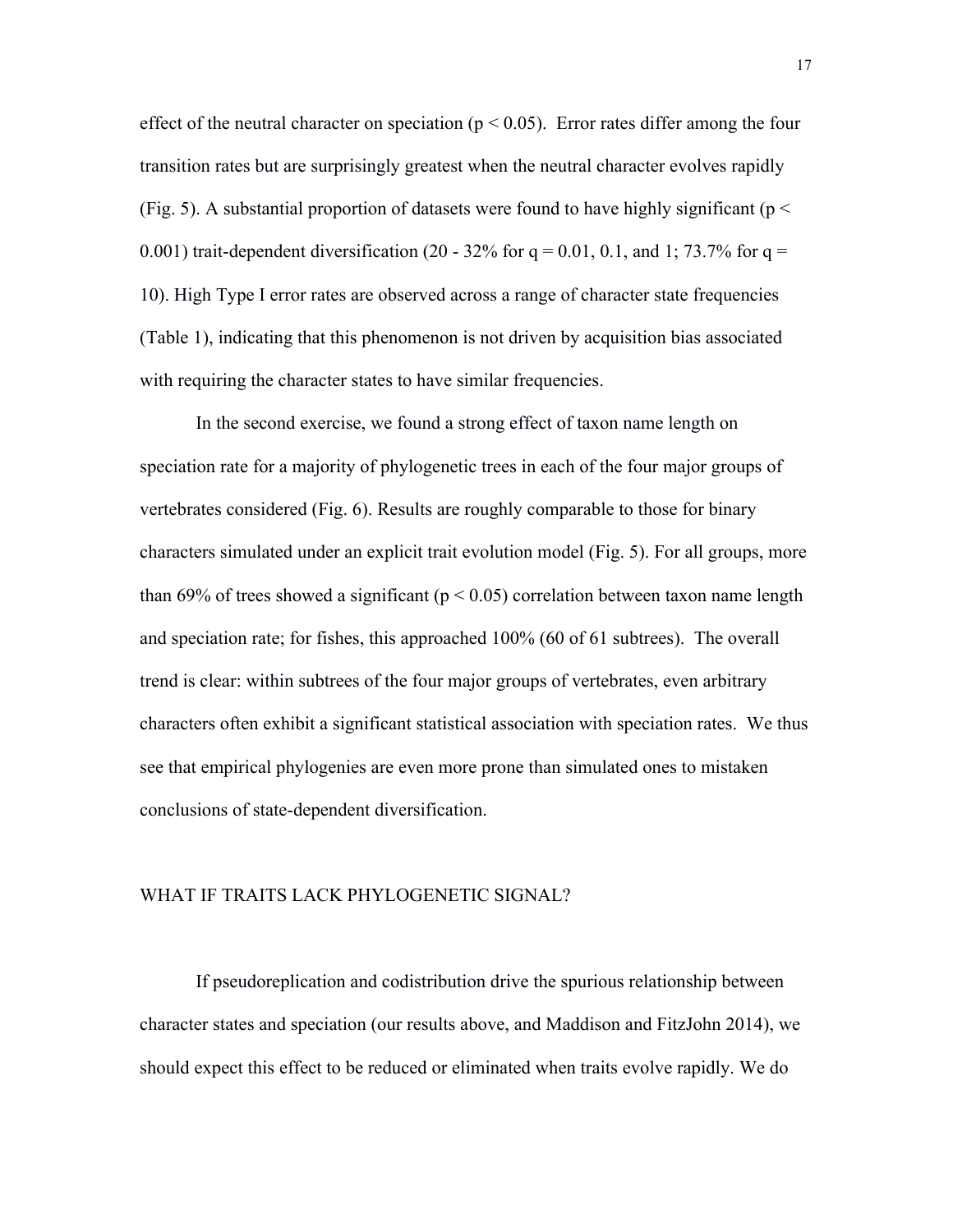effect of the neutral character on speciation ($p < 0.05$). Error rates differ among the four transition rates but are surprisingly greatest when the neutral character evolves rapidly (Fig. 5). A substantial proportion of datasets were found to have highly significant ($p < 0.001$) trait-dependent diversification (20 - 32% for $q = 0.01$, 0.1, and 1; 73.7% for $q = 10$). High Type I error rates are observed across a range of character state frequencies (Table 1), indicating that this phenomenon is not driven by acquisition bias associated with requiring the character states to have similar frequencies.

In the second exercise, we found a strong effect of taxon name length on speciation rate for a majority of phylogenetic trees in each of the four major groups of vertebrates considered (Fig. 6). Results are roughly comparable to those for binary characters simulated under an explicit trait evolution model (Fig. 5). For all groups, more than 69% of trees showed a significant ($p < 0.05$) correlation between taxon name length and speciation rate; for fishes, this approached 100% (60 of 61 subtrees). The overall trend is clear: within subtrees of the four major groups of vertebrates, even arbitrary characters often exhibit a significant statistical association with speciation rates. We thus see that empirical phylogenies are even more prone than simulated ones to mistaken conclusions of state-dependent diversification.

## WHAT IF TRAITS LACK PHYLOGENETIC SIGNAL?

If pseudoreplication and codistribution drive the spurious relationship between character states and speciation (our results above, and Maddison and FitzJohn 2014), we should expect this effect to be reduced or eliminated when traits evolve rapidly. We do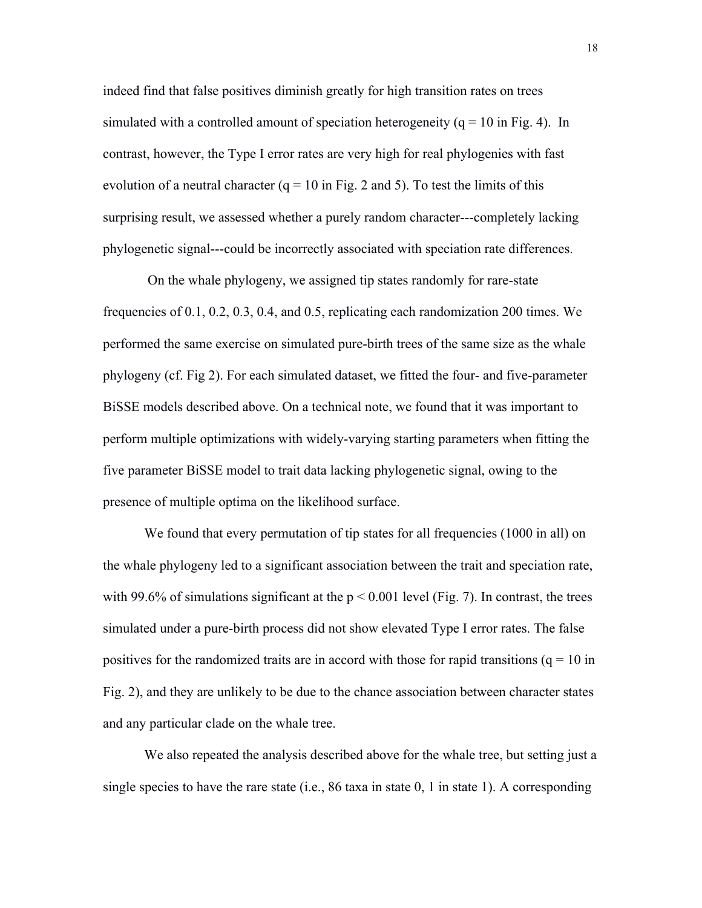indeed find that false positives diminish greatly for high transition rates on trees simulated with a controlled amount of speciation heterogeneity ($q = 10$ in Fig. 4). In contrast, however, the Type I error rates are very high for real phylogenies with fast evolution of a neutral character ($q = 10$ in Fig. 2 and 5). To test the limits of this surprising result, we assessed whether a purely random character---completely lacking phylogenetic signal---could be incorrectly associated with speciation rate differences.

On the whale phylogeny, we assigned tip states randomly for rare-state frequencies of 0.1, 0.2, 0.3, 0.4, and 0.5, replicating each randomization 200 times. We performed the same exercise on simulated pure-birth trees of the same size as the whale phylogeny (cf. Fig 2). For each simulated dataset, we fitted the four- and five-parameter BiSSE models described above. On a technical note, we found that it was important to perform multiple optimizations with widely-varying starting parameters when fitting the five parameter BiSSE model to trait data lacking phylogenetic signal, owing to the presence of multiple optima on the likelihood surface.

We found that every permutation of tip states for all frequencies (1000 in all) on the whale phylogeny led to a significant association between the trait and speciation rate, with 99.6% of simulations significant at the $p < 0.001$ level (Fig. 7). In contrast, the trees simulated under a pure-birth process did not show elevated Type I error rates. The false positives for the randomized traits are in accord with those for rapid transitions ($q = 10$ in Fig. 2), and they are unlikely to be due to the chance association between character states and any particular clade on the whale tree.

We also repeated the analysis described above for the whale tree, but setting just a single species to have the rare state (i.e., 86 taxa in state 0, 1 in state 1). A corresponding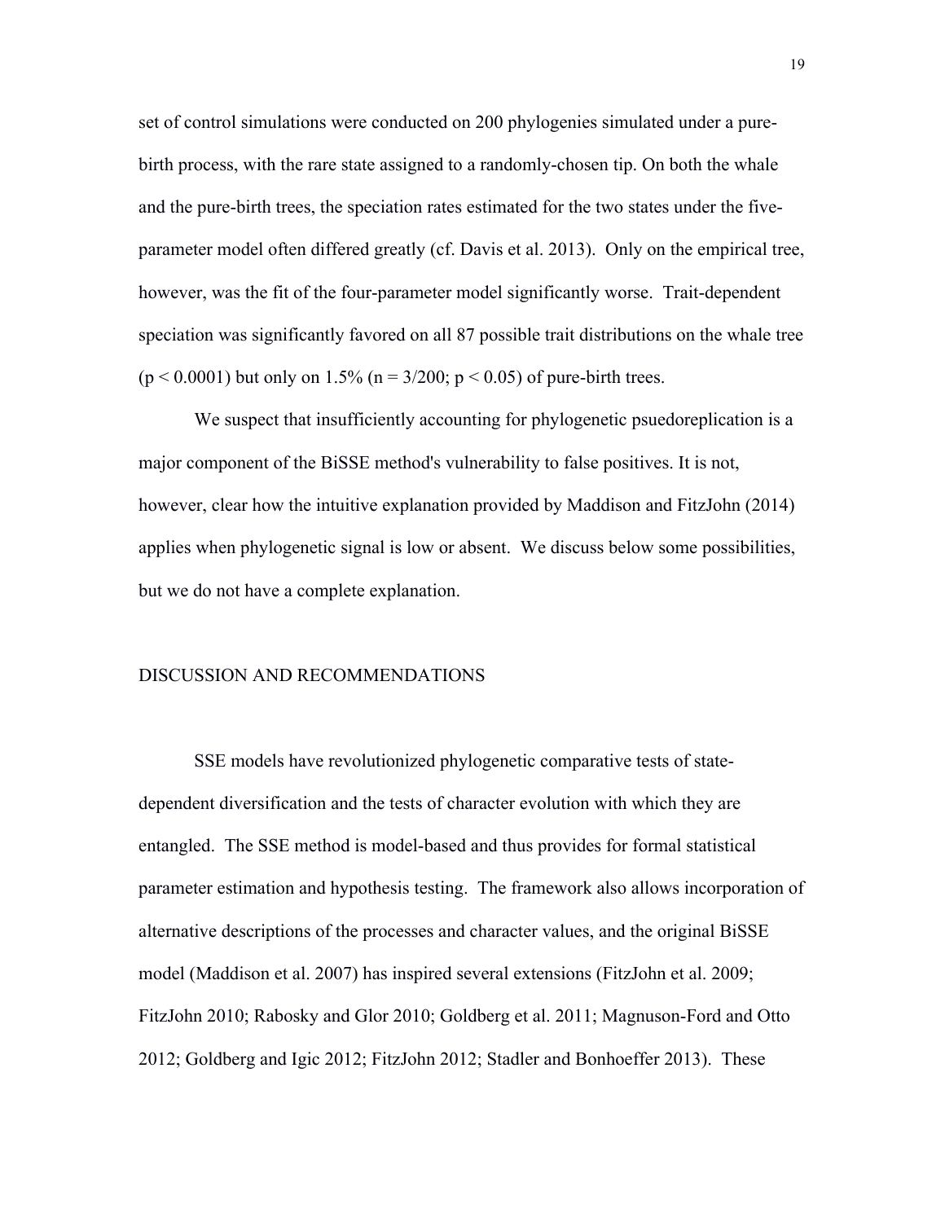set of control simulations were conducted on 200 phylogenies simulated under a pure-birth process, with the rare state assigned to a randomly-chosen tip. On both the whale and the pure-birth trees, the speciation rates estimated for the two states under the five-parameter model often differed greatly (cf. Davis et al. 2013). Only on the empirical tree, however, was the fit of the four-parameter model significantly worse. Trait-dependent speciation was significantly favored on all 87 possible trait distributions on the whale tree ($p < 0.0001$) but only on 1.5% ($n = 3/200$; $p < 0.05$) of pure-birth trees.

We suspect that insufficiently accounting for phylogenetic psuedoreplication is a major component of the BiSSE method's vulnerability to false positives. It is not, however, clear how the intuitive explanation provided by Maddison and FitzJohn (2014) applies when phylogenetic signal is low or absent. We discuss below some possibilities, but we do not have a complete explanation.

## DISCUSSION AND RECOMMENDATIONS

SSE models have revolutionized phylogenetic comparative tests of state-dependent diversification and the tests of character evolution with which they are entangled. The SSE method is model-based and thus provides for formal statistical parameter estimation and hypothesis testing. The framework also allows incorporation of alternative descriptions of the processes and character values, and the original BiSSE model (Maddison et al. 2007) has inspired several extensions (FitzJohn et al. 2009; FitzJohn 2010; Rabosky and Glor 2010; Goldberg et al. 2011; Magnuson-Ford and Otto 2012; Goldberg and Igic 2012; FitzJohn 2012; Stadler and Bonhoeffer 2013). These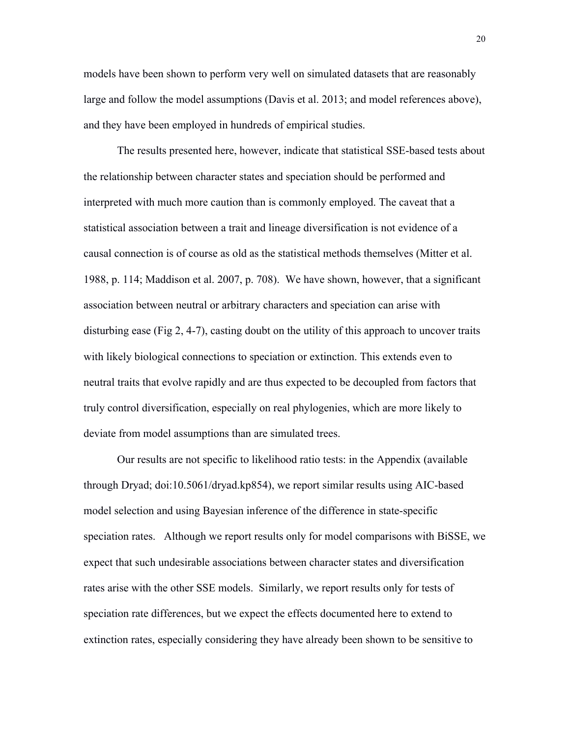models have been shown to perform very well on simulated datasets that are reasonably large and follow the model assumptions (Davis et al. 2013; and model references above), and they have been employed in hundreds of empirical studies.

The results presented here, however, indicate that statistical SSE-based tests about the relationship between character states and speciation should be performed and interpreted with much more caution than is commonly employed. The caveat that a statistical association between a trait and lineage diversification is not evidence of a causal connection is of course as old as the statistical methods themselves (Mitter et al. 1988, p. 114; Maddison et al. 2007, p. 708). We have shown, however, that a significant association between neutral or arbitrary characters and speciation can arise with disturbing ease (Fig 2, 4-7), casting doubt on the utility of this approach to uncover traits with likely biological connections to speciation or extinction. This extends even to neutral traits that evolve rapidly and are thus expected to be decoupled from factors that truly control diversification, especially on real phylogenies, which are more likely to deviate from model assumptions than are simulated trees.

Our results are not specific to likelihood ratio tests: in the Appendix (available through Dryad; doi:10.5061/dryad.kp854), we report similar results using AIC-based model selection and using Bayesian inference of the difference in state-specific speciation rates. Although we report results only for model comparisons with BiSSE, we expect that such undesirable associations between character states and diversification rates arise with the other SSE models. Similarly, we report results only for tests of speciation rate differences, but we expect the effects documented here to extend to extinction rates, especially considering they have already been shown to be sensitive to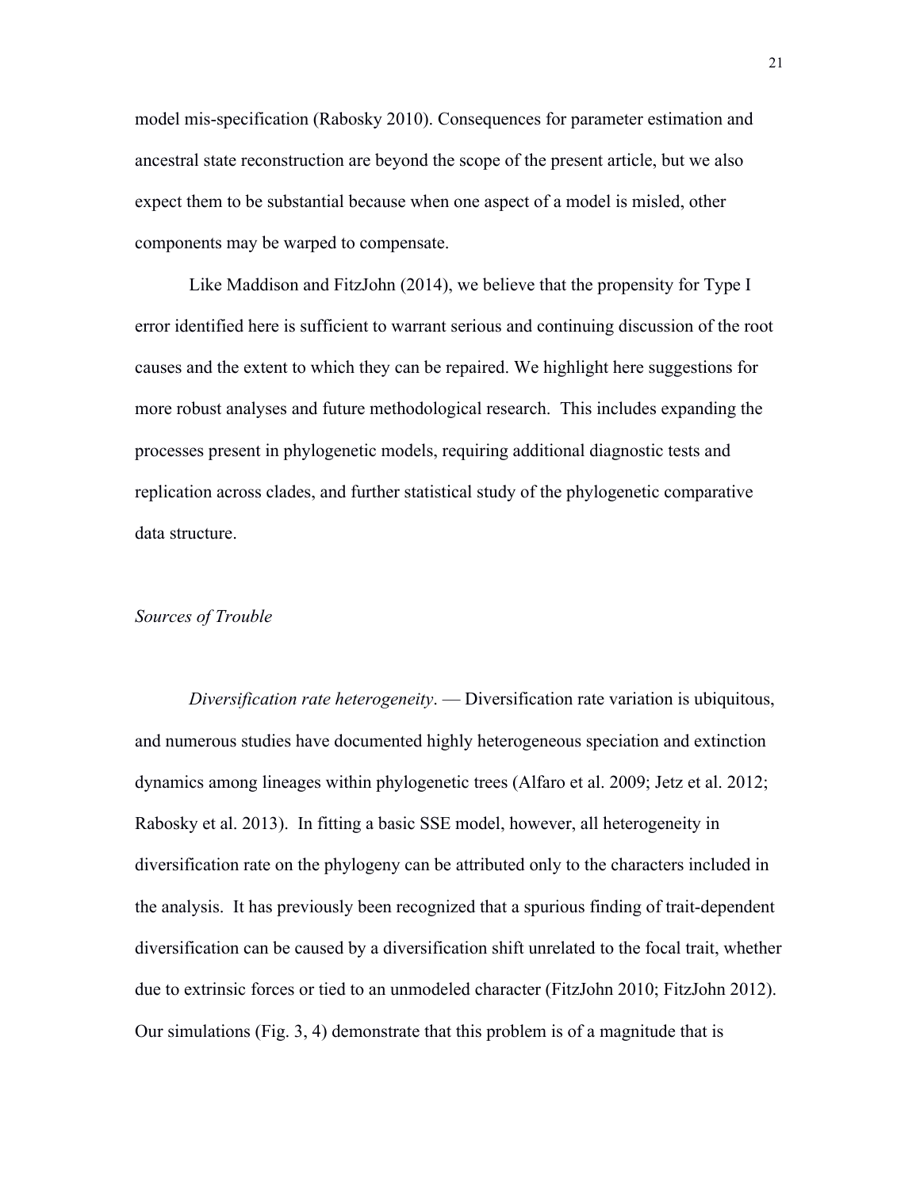model mis-specification (Rabosky 2010). Consequences for parameter estimation and ancestral state reconstruction are beyond the scope of the present article, but we also expect them to be substantial because when one aspect of a model is misled, other components may be warped to compensate.

Like Maddison and FitzJohn (2014), we believe that the propensity for Type I error identified here is sufficient to warrant serious and continuing discussion of the root causes and the extent to which they can be repaired. We highlight here suggestions for more robust analyses and future methodological research. This includes expanding the processes present in phylogenetic models, requiring additional diagnostic tests and replication across clades, and further statistical study of the phylogenetic comparative data structure.

### *Sources of Trouble*

*Diversification rate heterogeneity*. — Diversification rate variation is ubiquitous, and numerous studies have documented highly heterogeneous speciation and extinction dynamics among lineages within phylogenetic trees (Alfaro et al. 2009; Jetz et al. 2012; Rabosky et al. 2013). In fitting a basic SSE model, however, all heterogeneity in diversification rate on the phylogeny can be attributed only to the characters included in the analysis. It has previously been recognized that a spurious finding of trait-dependent diversification can be caused by a diversification shift unrelated to the focal trait, whether due to extrinsic forces or tied to an unmodeled character (FitzJohn 2010; FitzJohn 2012). Our simulations (Fig. 3, 4) demonstrate that this problem is of a magnitude that is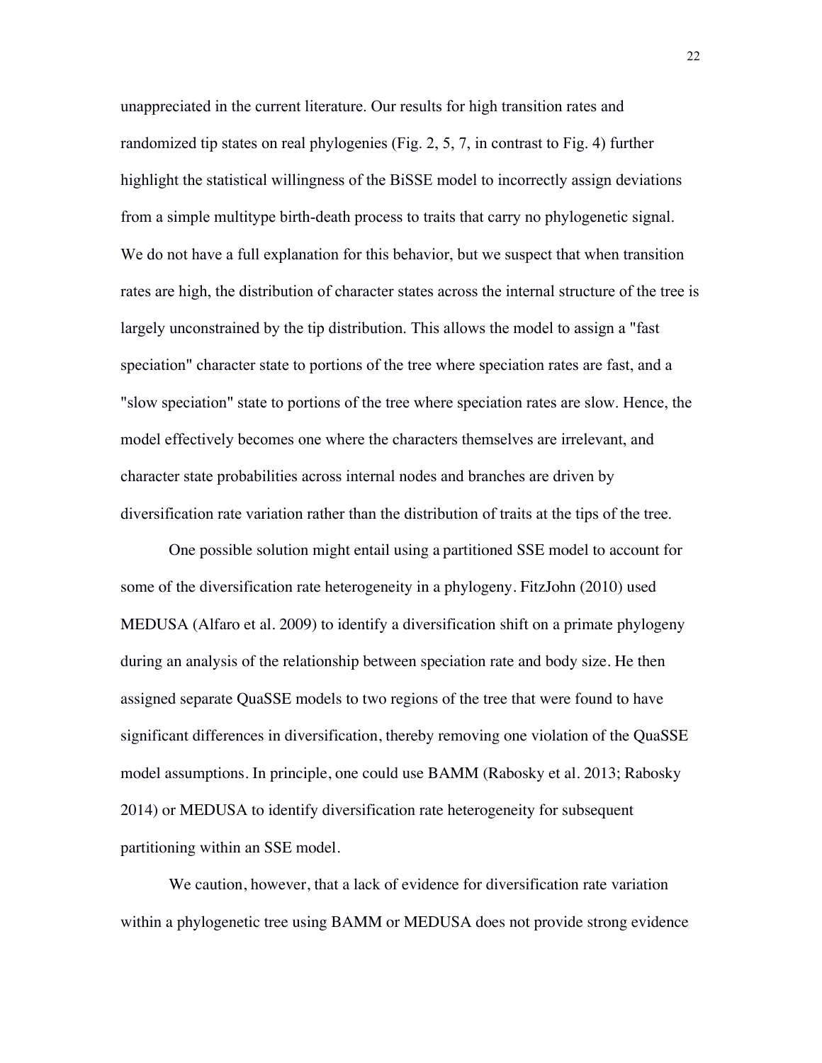unappreciated in the current literature. Our results for high transition rates and randomized tip states on real phylogenies (Fig. 2, 5, 7, in contrast to Fig. 4) further highlight the statistical willingness of the BiSSE model to incorrectly assign deviations from a simple multitype birth-death process to traits that carry no phylogenetic signal. We do not have a full explanation for this behavior, but we suspect that when transition rates are high, the distribution of character states across the internal structure of the tree is largely unconstrained by the tip distribution. This allows the model to assign a "fast speciation" character state to portions of the tree where speciation rates are fast, and a "slow speciation" state to portions of the tree where speciation rates are slow. Hence, the model effectively becomes one where the characters themselves are irrelevant, and character state probabilities across internal nodes and branches are driven by diversification rate variation rather than the distribution of traits at the tips of the tree.

One possible solution might entail using a partitioned SSE model to account for some of the diversification rate heterogeneity in a phylogeny. FitzJohn (2010) used MEDUSA (Alfaro et al. 2009) to identify a diversification shift on a primate phylogeny during an analysis of the relationship between speciation rate and body size. He then assigned separate QuaSSE models to two regions of the tree that were found to have significant differences in diversification, thereby removing one violation of the QuaSSE model assumptions. In principle, one could use BAMM (Rabosky et al. 2013; Rabosky 2014) or MEDUSA to identify diversification rate heterogeneity for subsequent partitioning within an SSE model.

We caution, however, that a lack of evidence for diversification rate variation within a phylogenetic tree using BAMM or MEDUSA does not provide strong evidence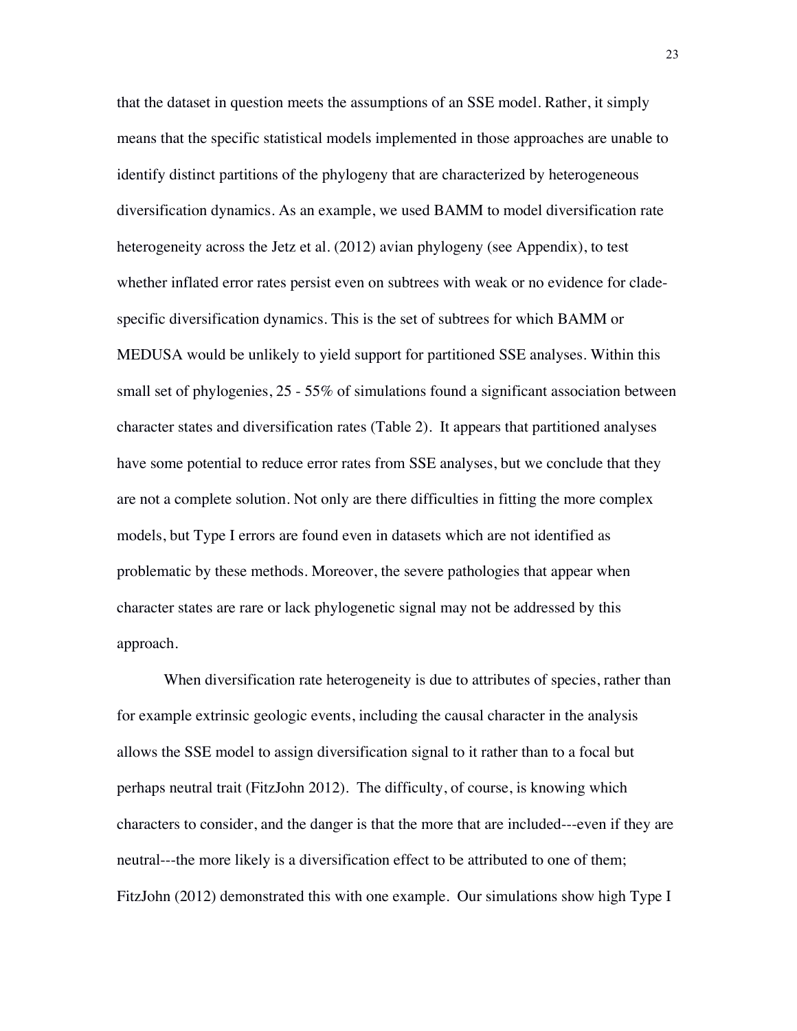that the dataset in question meets the assumptions of an SSE model. Rather, it simply means that the specific statistical models implemented in those approaches are unable to identify distinct partitions of the phylogeny that are characterized by heterogeneous diversification dynamics. As an example, we used BAMM to model diversification rate heterogeneity across the Jetz et al. (2012) avian phylogeny (see Appendix), to test whether inflated error rates persist even on subtrees with weak or no evidence for clade-specific diversification dynamics. This is the set of subtrees for which BAMM or MEDUSA would be unlikely to yield support for partitioned SSE analyses. Within this small set of phylogenies, 25 - 55% of simulations found a significant association between character states and diversification rates (Table 2). It appears that partitioned analyses have some potential to reduce error rates from SSE analyses, but we conclude that they are not a complete solution. Not only are there difficulties in fitting the more complex models, but Type I errors are found even in datasets which are not identified as problematic by these methods. Moreover, the severe pathologies that appear when character states are rare or lack phylogenetic signal may not be addressed by this approach.

When diversification rate heterogeneity is due to attributes of species, rather than for example extrinsic geologic events, including the causal character in the analysis allows the SSE model to assign diversification signal to it rather than to a focal but perhaps neutral trait (FitzJohn 2012). The difficulty, of course, is knowing which characters to consider, and the danger is that the more that are included---even if they are neutral---the more likely is a diversification effect to be attributed to one of them; FitzJohn (2012) demonstrated this with one example. Our simulations show high Type I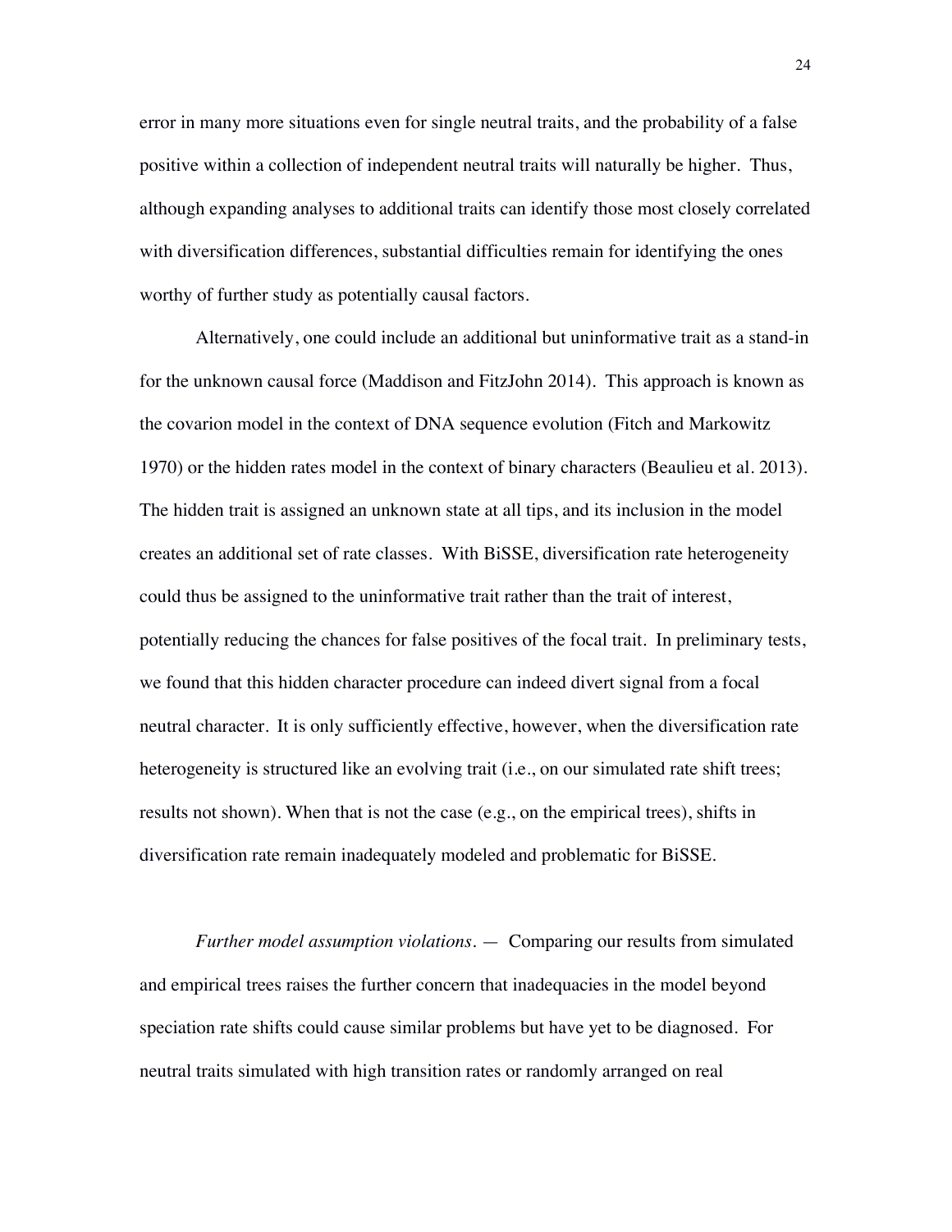error in many more situations even for single neutral traits, and the probability of a false positive within a collection of independent neutral traits will naturally be higher. Thus, although expanding analyses to additional traits can identify those most closely correlated with diversification differences, substantial difficulties remain for identifying the ones worthy of further study as potentially causal factors.

Alternatively, one could include an additional but uninformative trait as a stand-in for the unknown causal force (Maddison and FitzJohn 2014). This approach is known as the covarion model in the context of DNA sequence evolution (Fitch and Markowitz 1970) or the hidden rates model in the context of binary characters (Beaulieu et al. 2013). The hidden trait is assigned an unknown state at all tips, and its inclusion in the model creates an additional set of rate classes. With BiSSE, diversification rate heterogeneity could thus be assigned to the uninformative trait rather than the trait of interest, potentially reducing the chances for false positives of the focal trait. In preliminary tests, we found that this hidden character procedure can indeed divert signal from a focal neutral character. It is only sufficiently effective, however, when the diversification rate heterogeneity is structured like an evolving trait (i.e., on our simulated rate shift trees; results not shown). When that is not the case (e.g., on the empirical trees), shifts in diversification rate remain inadequately modeled and problematic for BiSSE.

*Further model assumption violations*. — Comparing our results from simulated and empirical trees raises the further concern that inadequacies in the model beyond speciation rate shifts could cause similar problems but have yet to be diagnosed. For neutral traits simulated with high transition rates or randomly arranged on real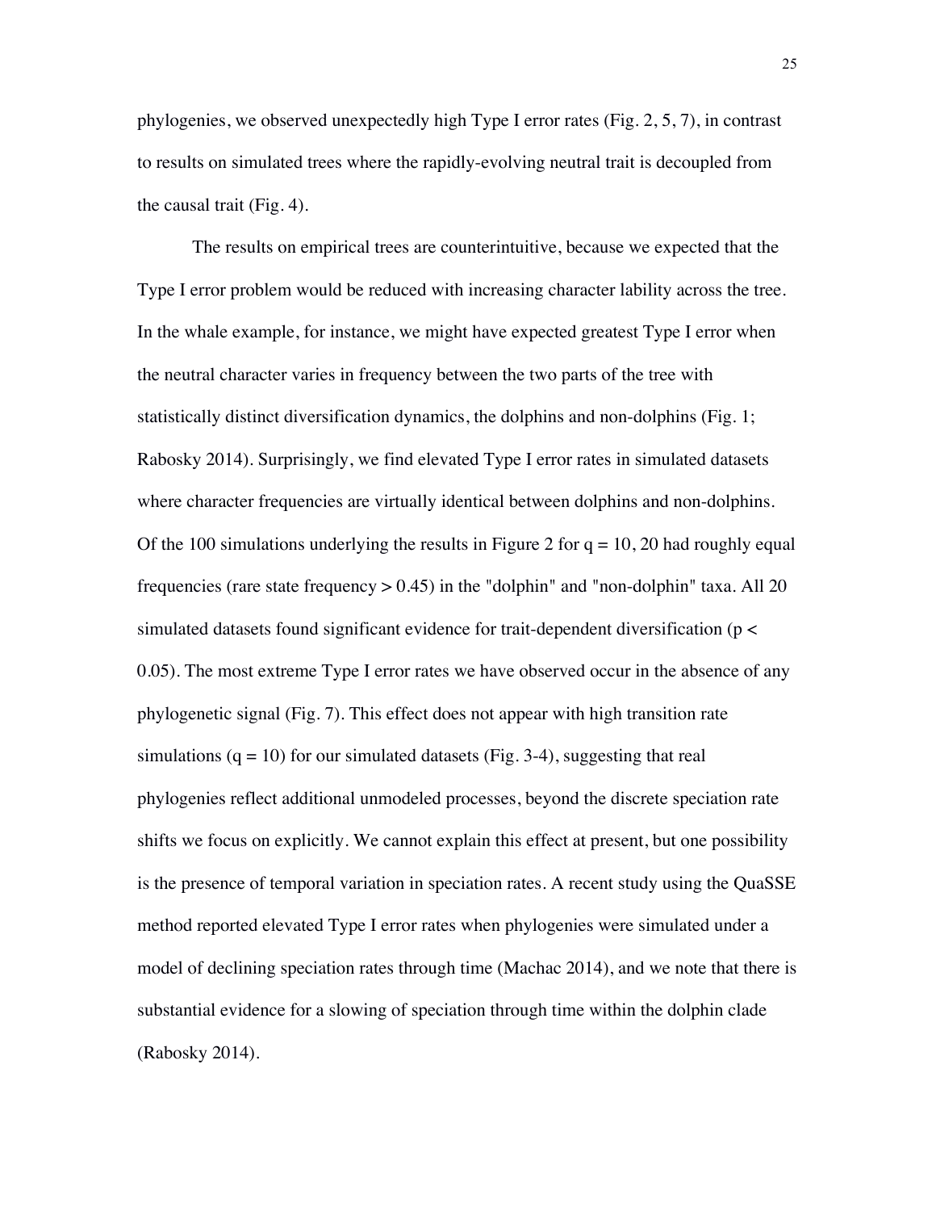phylogenies, we observed unexpectedly high Type I error rates (Fig. 2, 5, 7), in contrast to results on simulated trees where the rapidly-evolving neutral trait is decoupled from the causal trait (Fig. 4).

The results on empirical trees are counterintuitive, because we expected that the Type I error problem would be reduced with increasing character lability across the tree. In the whale example, for instance, we might have expected greatest Type I error when the neutral character varies in frequency between the two parts of the tree with statistically distinct diversification dynamics, the dolphins and non-dolphins (Fig. 1; Rabosky 2014). Surprisingly, we find elevated Type I error rates in simulated datasets where character frequencies are virtually identical between dolphins and non-dolphins. Of the 100 simulations underlying the results in Figure 2 for $q = 10$, 20 had roughly equal frequencies (rare state frequency $> 0.45$) in the "dolphin" and "non-dolphin" taxa. All 20 simulated datasets found significant evidence for trait-dependent diversification ($p < 0.05$). The most extreme Type I error rates we have observed occur in the absence of any phylogenetic signal (Fig. 7). This effect does not appear with high transition rate simulations ($q = 10$) for our simulated datasets (Fig. 3-4), suggesting that real phylogenies reflect additional unmodeled processes, beyond the discrete speciation rate shifts we focus on explicitly. We cannot explain this effect at present, but one possibility is the presence of temporal variation in speciation rates. A recent study using the QuaSSE method reported elevated Type I error rates when phylogenies were simulated under a model of declining speciation rates through time (Machac 2014), and we note that there is substantial evidence for a slowing of speciation through time within the dolphin clade (Rabosky 2014).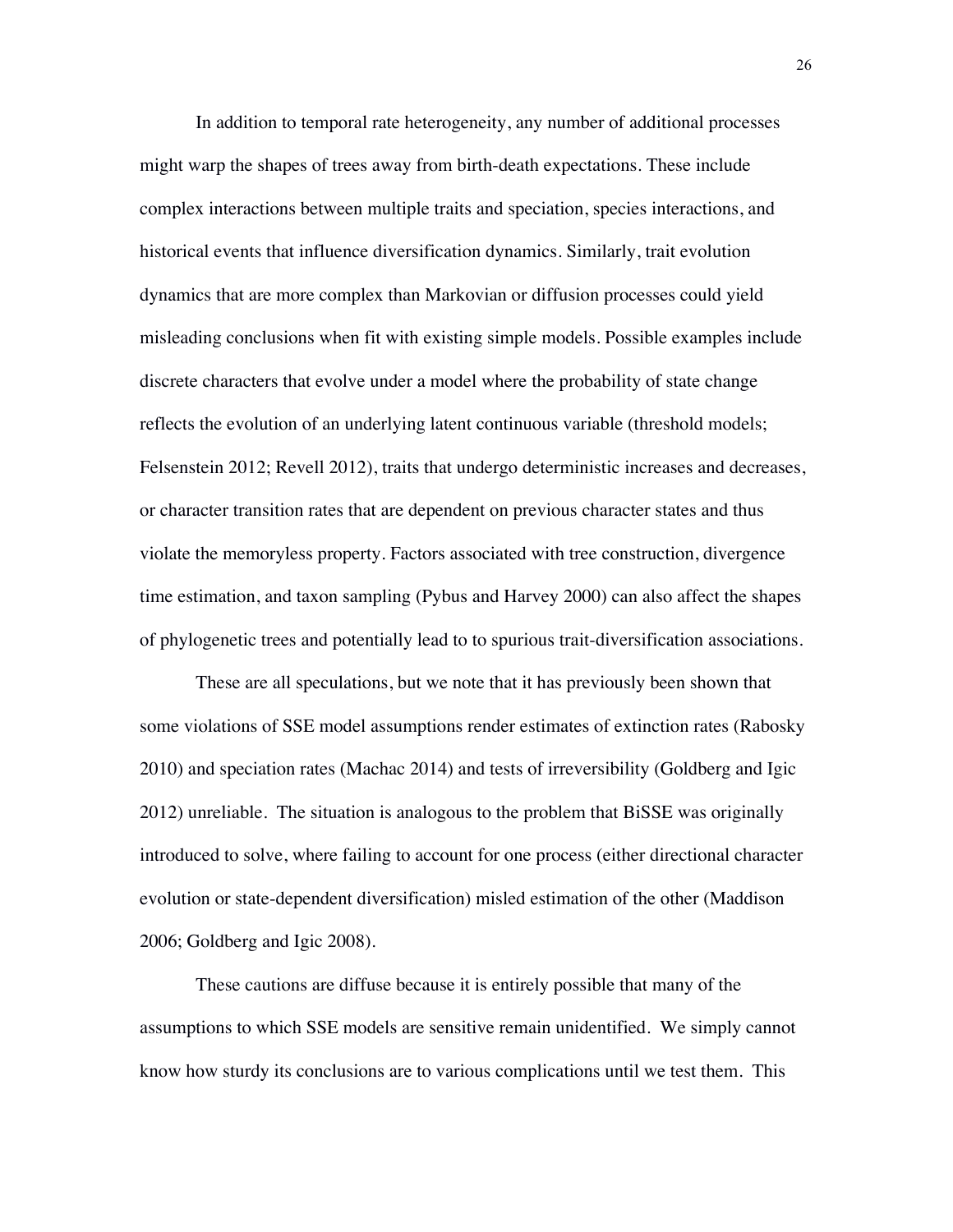In addition to temporal rate heterogeneity, any number of additional processes might warp the shapes of trees away from birth-death expectations. These include complex interactions between multiple traits and speciation, species interactions, and historical events that influence diversification dynamics. Similarly, trait evolution dynamics that are more complex than Markovian or diffusion processes could yield misleading conclusions when fit with existing simple models. Possible examples include discrete characters that evolve under a model where the probability of state change reflects the evolution of an underlying latent continuous variable (threshold models; Felsenstein 2012; Revell 2012), traits that undergo deterministic increases and decreases, or character transition rates that are dependent on previous character states and thus violate the memoryless property. Factors associated with tree construction, divergence time estimation, and taxon sampling (Pybus and Harvey 2000) can also affect the shapes of phylogenetic trees and potentially lead to to spurious trait-diversification associations.

These are all speculations, but we note that it has previously been shown that some violations of SSE model assumptions render estimates of extinction rates (Rabosky 2010) and speciation rates (Machac 2014) and tests of irreversibility (Goldberg and Igic 2012) unreliable. The situation is analogous to the problem that BiSSE was originally introduced to solve, where failing to account for one process (either directional character evolution or state-dependent diversification) misled estimation of the other (Maddison 2006; Goldberg and Igic 2008).

These cautions are diffuse because it is entirely possible that many of the assumptions to which SSE models are sensitive remain unidentified. We simply cannot know how sturdy its conclusions are to various complications until we test them. This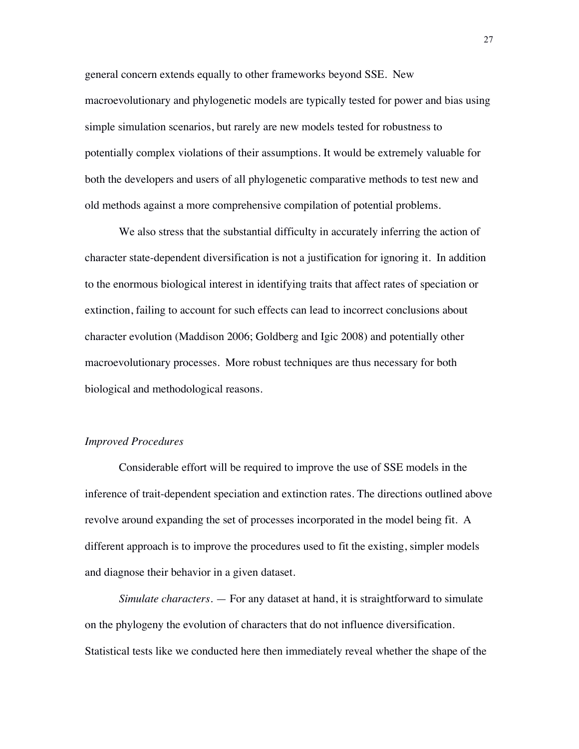general concern extends equally to other frameworks beyond SSE. New macroevolutionary and phylogenetic models are typically tested for power and bias using simple simulation scenarios, but rarely are new models tested for robustness to potentially complex violations of their assumptions. It would be extremely valuable for both the developers and users of all phylogenetic comparative methods to test new and old methods against a more comprehensive compilation of potential problems.

We also stress that the substantial difficulty in accurately inferring the action of character state-dependent diversification is not a justification for ignoring it. In addition to the enormous biological interest in identifying traits that affect rates of speciation or extinction, failing to account for such effects can lead to incorrect conclusions about character evolution (Maddison 2006; Goldberg and Igic 2008) and potentially other macroevolutionary processes. More robust techniques are thus necessary for both biological and methodological reasons.

*Improved Procedures*

Considerable effort will be required to improve the use of SSE models in the inference of trait-dependent speciation and extinction rates. The directions outlined above revolve around expanding the set of processes incorporated in the model being fit. A different approach is to improve the procedures used to fit the existing, simpler models and diagnose their behavior in a given dataset.

*Simulate characters.* — For any dataset at hand, it is straightforward to simulate on the phylogeny the evolution of characters that do not influence diversification. Statistical tests like we conducted here then immediately reveal whether the shape of the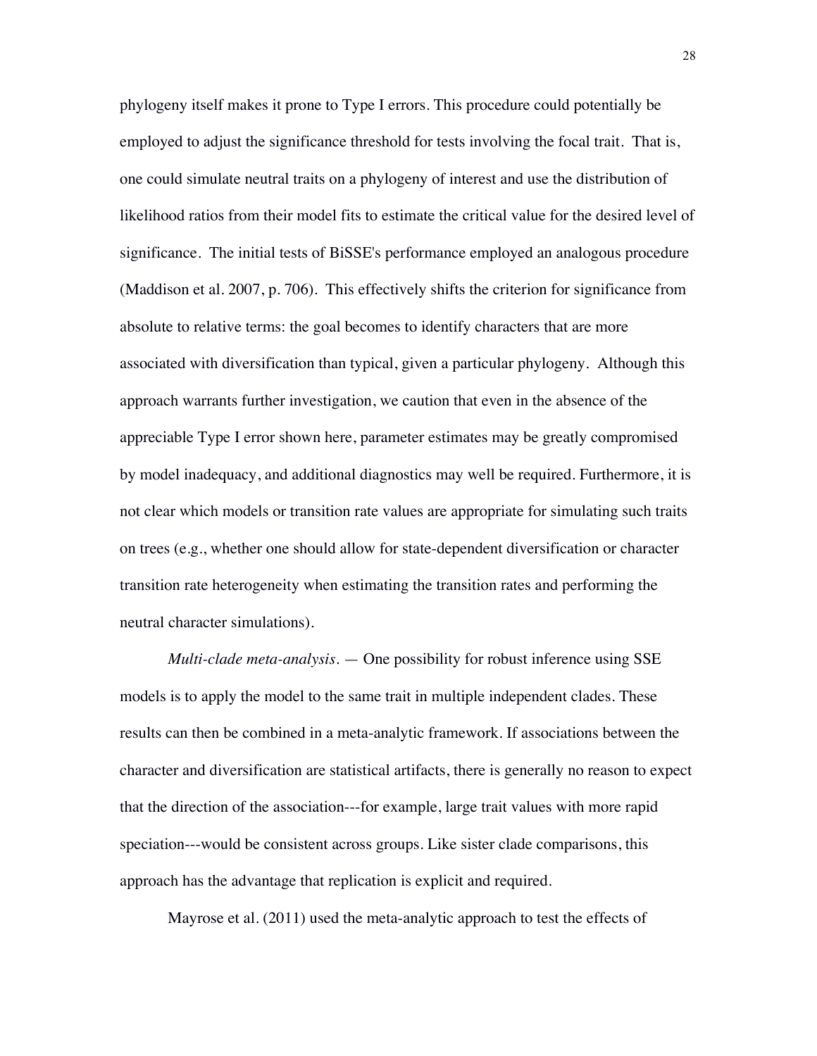phylogeny itself makes it prone to Type I errors. This procedure could potentially be employed to adjust the significance threshold for tests involving the focal trait. That is, one could simulate neutral traits on a phylogeny of interest and use the distribution of likelihood ratios from their model fits to estimate the critical value for the desired level of significance. The initial tests of BiSSE's performance employed an analogous procedure (Maddison et al. 2007, p. 706). This effectively shifts the criterion for significance from absolute to relative terms: the goal becomes to identify characters that are more associated with diversification than typical, given a particular phylogeny. Although this approach warrants further investigation, we caution that even in the absence of the appreciable Type I error shown here, parameter estimates may be greatly compromised by model inadequacy, and additional diagnostics may well be required. Furthermore, it is not clear which models or transition rate values are appropriate for simulating such traits on trees (e.g., whether one should allow for state-dependent diversification or character transition rate heterogeneity when estimating the transition rates and performing the neutral character simulations).

*Multi-clade meta-analysis.* — One possibility for robust inference using SSE models is to apply the model to the same trait in multiple independent clades. These results can then be combined in a meta-analytic framework. If associations between the character and diversification are statistical artifacts, there is generally no reason to expect that the direction of the association---for example, large trait values with more rapid speciation---would be consistent across groups. Like sister clade comparisons, this approach has the advantage that replication is explicit and required.

Mayrose et al. (2011) used the meta-analytic approach to test the effects of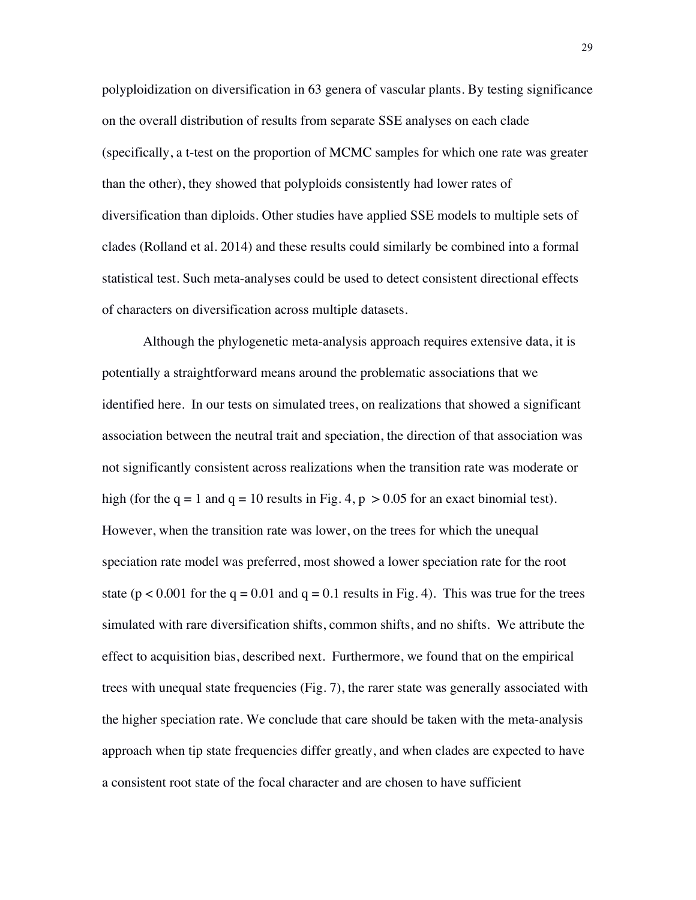polyploidization on diversification in 63 genera of vascular plants. By testing significance on the overall distribution of results from separate SSE analyses on each clade (specifically, a t-test on the proportion of MCMC samples for which one rate was greater than the other), they showed that polyploids consistently had lower rates of diversification than diploids. Other studies have applied SSE models to multiple sets of clades (Rolland et al. 2014) and these results could similarly be combined into a formal statistical test. Such meta-analyses could be used to detect consistent directional effects of characters on diversification across multiple datasets.

Although the phylogenetic meta-analysis approach requires extensive data, it is potentially a straightforward means around the problematic associations that we identified here. In our tests on simulated trees, on realizations that showed a significant association between the neutral trait and speciation, the direction of that association was not significantly consistent across realizations when the transition rate was moderate or high (for the $q = 1$ and $q = 10$ results in Fig. 4, $p > 0.05$ for an exact binomial test). However, when the transition rate was lower, on the trees for which the unequal speciation rate model was preferred, most showed a lower speciation rate for the root state ($p < 0.001$ for the $q = 0.01$ and $q = 0.1$ results in Fig. 4). This was true for the trees simulated with rare diversification shifts, common shifts, and no shifts. We attribute the effect to acquisition bias, described next. Furthermore, we found that on the empirical trees with unequal state frequencies (Fig. 7), the rarer state was generally associated with the higher speciation rate. We conclude that care should be taken with the meta-analysis approach when tip state frequencies differ greatly, and when clades are expected to have a consistent root state of the focal character and are chosen to have sufficient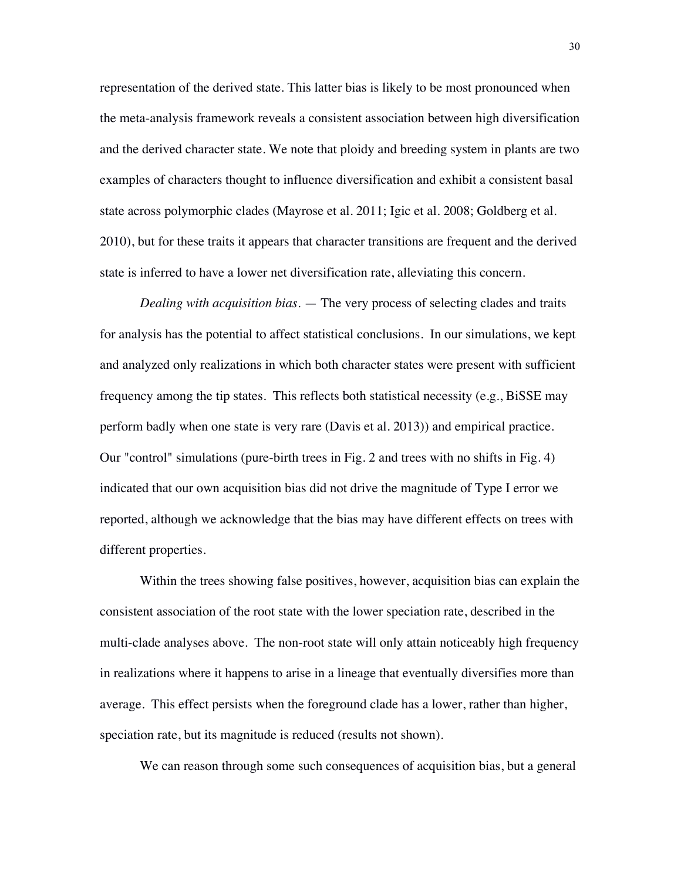representation of the derived state. This latter bias is likely to be most pronounced when the meta-analysis framework reveals a consistent association between high diversification and the derived character state. We note that ploidy and breeding system in plants are two examples of characters thought to influence diversification and exhibit a consistent basal state across polymorphic clades (Mayrose et al. 2011; Igic et al. 2008; Goldberg et al. 2010), but for these traits it appears that character transitions are frequent and the derived state is inferred to have a lower net diversification rate, alleviating this concern.

*Dealing with acquisition bias.* — The very process of selecting clades and traits for analysis has the potential to affect statistical conclusions. In our simulations, we kept and analyzed only realizations in which both character states were present with sufficient frequency among the tip states. This reflects both statistical necessity (e.g., BiSSE may perform badly when one state is very rare (Davis et al. 2013)) and empirical practice. Our "control" simulations (pure-birth trees in Fig. 2 and trees with no shifts in Fig. 4) indicated that our own acquisition bias did not drive the magnitude of Type I error we reported, although we acknowledge that the bias may have different effects on trees with different properties.

Within the trees showing false positives, however, acquisition bias can explain the consistent association of the root state with the lower speciation rate, described in the multi-clade analyses above. The non-root state will only attain noticeably high frequency in realizations where it happens to arise in a lineage that eventually diversifies more than average. This effect persists when the foreground clade has a lower, rather than higher, speciation rate, but its magnitude is reduced (results not shown).

We can reason through some such consequences of acquisition bias, but a general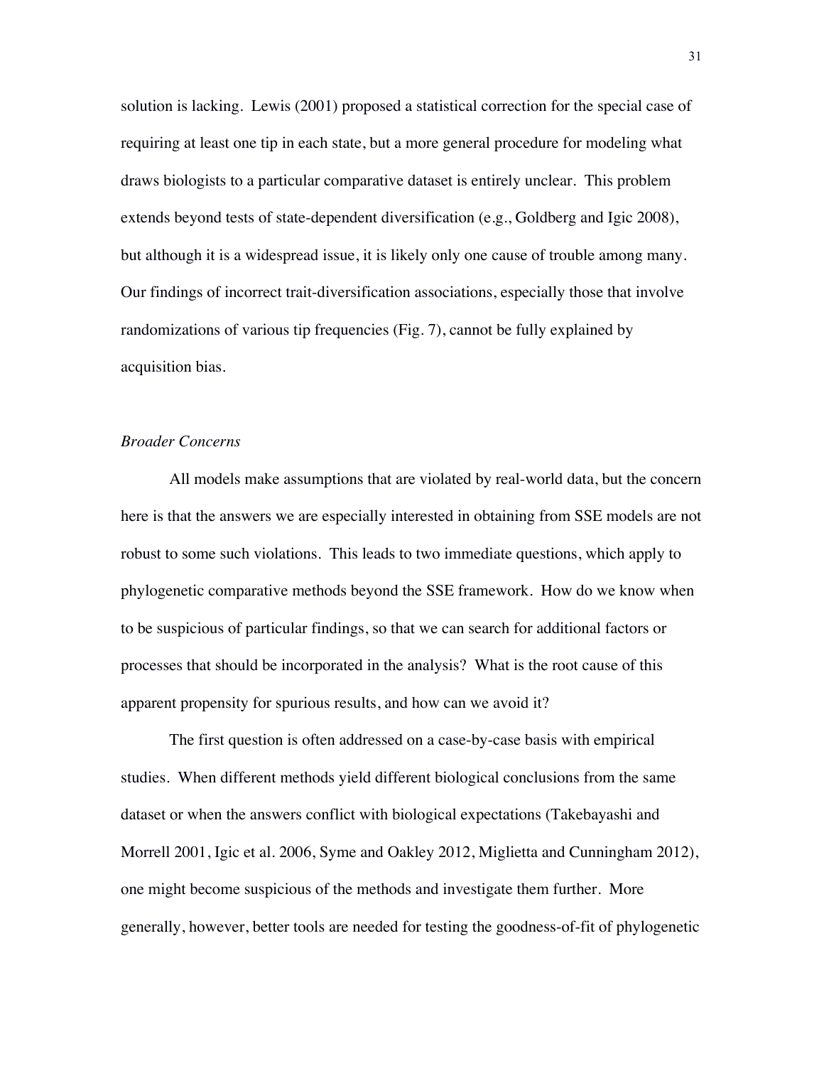solution is lacking. Lewis (2001) proposed a statistical correction for the special case of requiring at least one tip in each state, but a more general procedure for modeling what draws biologists to a particular comparative dataset is entirely unclear. This problem extends beyond tests of state-dependent diversification (e.g., Goldberg and Igic 2008), but although it is a widespread issue, it is likely only one cause of trouble among many. Our findings of incorrect trait-diversification associations, especially those that involve randomizations of various tip frequencies (Fig. 7), cannot be fully explained by acquisition bias.

### *Broader Concerns*

All models make assumptions that are violated by real-world data, but the concern here is that the answers we are especially interested in obtaining from SSE models are not robust to some such violations. This leads to two immediate questions, which apply to phylogenetic comparative methods beyond the SSE framework. How do we know when to be suspicious of particular findings, so that we can search for additional factors or processes that should be incorporated in the analysis? What is the root cause of this apparent propensity for spurious results, and how can we avoid it?

The first question is often addressed on a case-by-case basis with empirical studies. When different methods yield different biological conclusions from the same dataset or when the answers conflict with biological expectations (Takebayashi and Morrell 2001, Igic et al. 2006, Syme and Oakley 2012, Miglietta and Cunningham 2012), one might become suspicious of the methods and investigate them further. More generally, however, better tools are needed for testing the goodness-of-fit of phylogenetic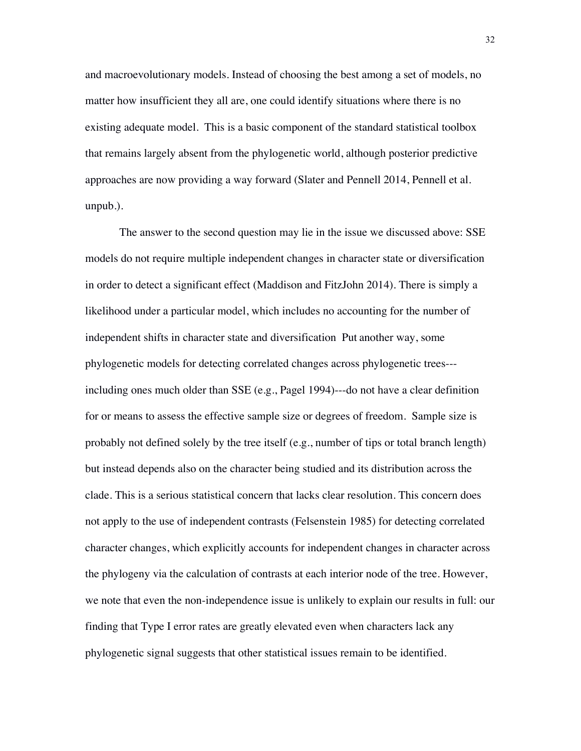and macroevolutionary models. Instead of choosing the best among a set of models, no matter how insufficient they all are, one could identify situations where there is no existing adequate model. This is a basic component of the standard statistical toolbox that remains largely absent from the phylogenetic world, although posterior predictive approaches are now providing a way forward (Slater and Pennell 2014, Pennell et al. unpub.).

The answer to the second question may lie in the issue we discussed above: SSE models do not require multiple independent changes in character state or diversification in order to detect a significant effect (Maddison and FitzJohn 2014). There is simply a likelihood under a particular model, which includes no accounting for the number of independent shifts in character state and diversification Put another way, some phylogenetic models for detecting correlated changes across phylogenetic trees---including ones much older than SSE (e.g., Pagel 1994)---do not have a clear definition for or means to assess the effective sample size or degrees of freedom. Sample size is probably not defined solely by the tree itself (e.g., number of tips or total branch length) but instead depends also on the character being studied and its distribution across the clade. This is a serious statistical concern that lacks clear resolution. This concern does not apply to the use of independent contrasts (Felsenstein 1985) for detecting correlated character changes, which explicitly accounts for independent changes in character across the phylogeny via the calculation of contrasts at each interior node of the tree. However, we note that even the non-independence issue is unlikely to explain our results in full: our finding that Type I error rates are greatly elevated even when characters lack any phylogenetic signal suggests that other statistical issues remain to be identified.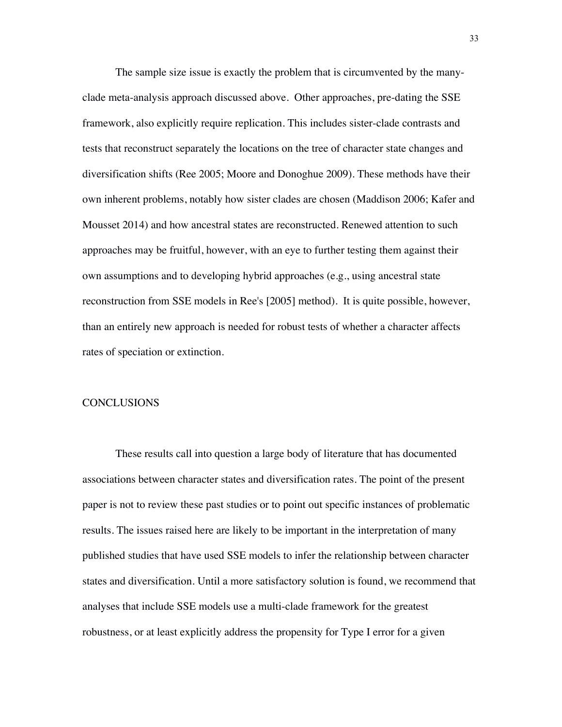The sample size issue is exactly the problem that is circumvented by the many-clade meta-analysis approach discussed above. Other approaches, pre-dating the SSE framework, also explicitly require replication. This includes sister-clade contrasts and tests that reconstruct separately the locations on the tree of character state changes and diversification shifts (Ree 2005; Moore and Donoghue 2009). These methods have their own inherent problems, notably how sister clades are chosen (Maddison 2006; Kafer and Mousset 2014) and how ancestral states are reconstructed. Renewed attention to such approaches may be fruitful, however, with an eye to further testing them against their own assumptions and to developing hybrid approaches (e.g., using ancestral state reconstruction from SSE models in Ree's [2005] method). It is quite possible, however, than an entirely new approach is needed for robust tests of whether a character affects rates of speciation or extinction.

## CONCLUSIONS

These results call into question a large body of literature that has documented associations between character states and diversification rates. The point of the present paper is not to review these past studies or to point out specific instances of problematic results. The issues raised here are likely to be important in the interpretation of many published studies that have used SSE models to infer the relationship between character states and diversification. Until a more satisfactory solution is found, we recommend that analyses that include SSE models use a multi-clade framework for the greatest robustness, or at least explicitly address the propensity for Type I error for a given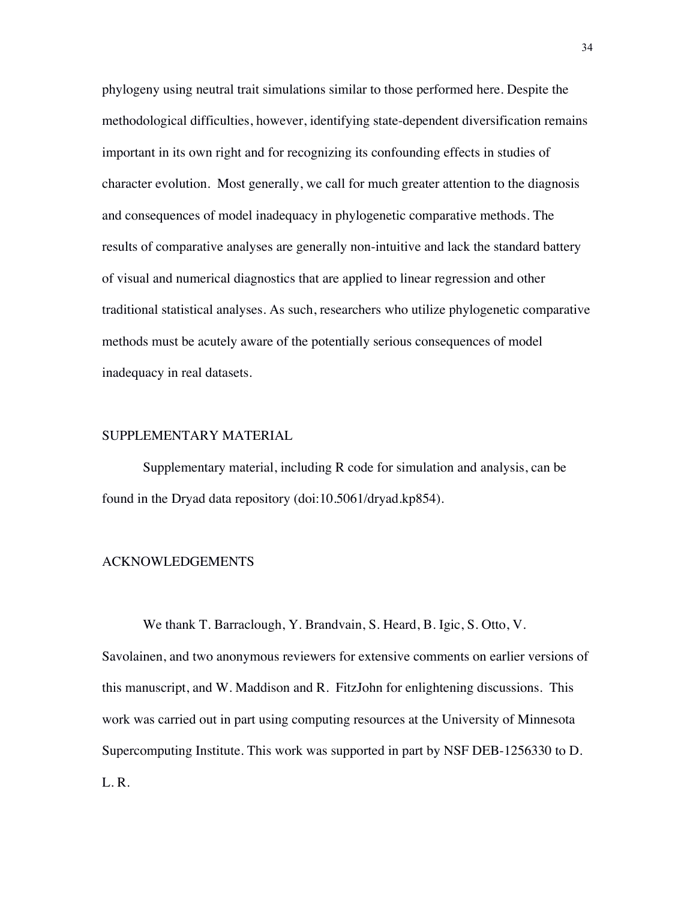phylogeny using neutral trait simulations similar to those performed here. Despite the methodological difficulties, however, identifying state-dependent diversification remains important in its own right and for recognizing its confounding effects in studies of character evolution. Most generally, we call for much greater attention to the diagnosis and consequences of model inadequacy in phylogenetic comparative methods. The results of comparative analyses are generally non-intuitive and lack the standard battery of visual and numerical diagnostics that are applied to linear regression and other traditional statistical analyses. As such, researchers who utilize phylogenetic comparative methods must be acutely aware of the potentially serious consequences of model inadequacy in real datasets.

## SUPPLEMENTARY MATERIAL

Supplementary material, including R code for simulation and analysis, can be found in the Dryad data repository (doi:10.5061/dryad.kp854).

## ACKNOWLEDGEMENTS

We thank T. Barraclough, Y. Brandvain, S. Heard, B. Igic, S. Otto, V. Savolainen, and two anonymous reviewers for extensive comments on earlier versions of this manuscript, and W. Maddison and R. FitzJohn for enlightening discussions. This work was carried out in part using computing resources at the University of Minnesota Supercomputing Institute. This work was supported in part by NSF DEB-1256330 to D. L. R.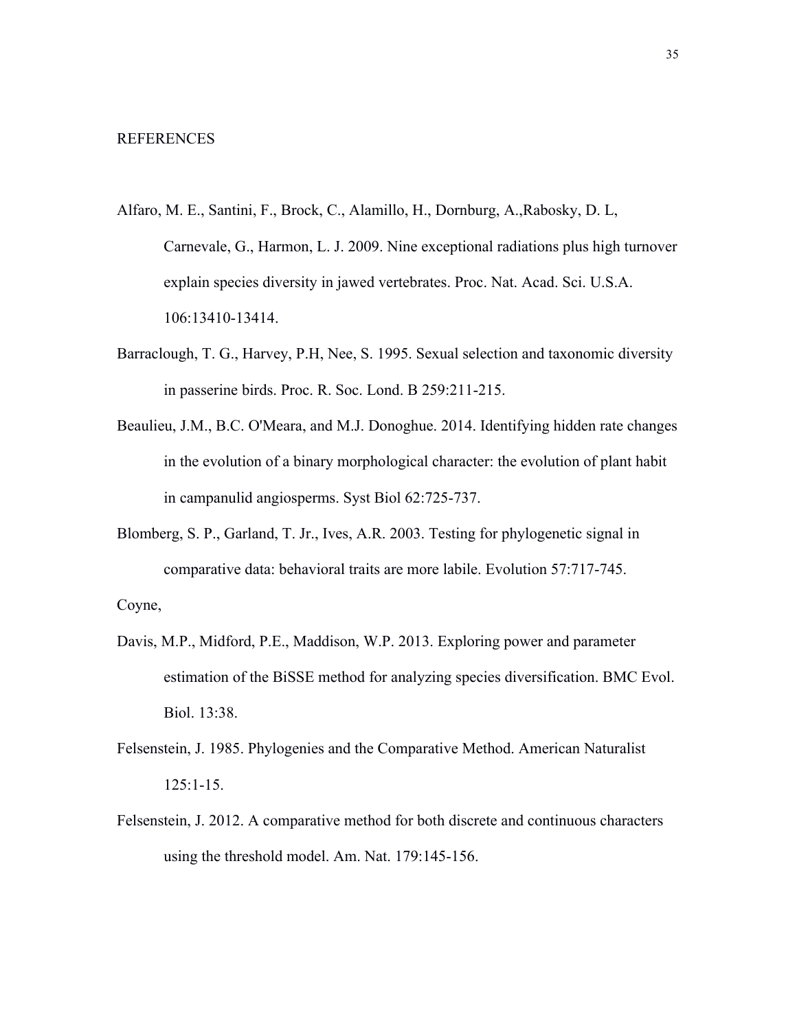# REFERENCES

Alfaro, M. E., Santini, F., Brock, C., Alamillo, H., Dornburg, A.,Rabosky, D. L, Carnevale, G., Harmon, L. J. 2009. Nine exceptional radiations plus high turnover explain species diversity in jawed vertebrates. Proc. Nat. Acad. Sci. U.S.A. 106:13410-13414.

Barraclough, T. G., Harvey, P.H, Nee, S. 1995. Sexual selection and taxonomic diversity in passerine birds. Proc. R. Soc. Lond. B 259:211-215.

Beaulieu, J.M., B.C. O'Meara, and M.J. Donoghue. 2014. Identifying hidden rate changes in the evolution of a binary morphological character: the evolution of plant habit in campanulid angiosperms. Syst Biol 62:725-737.

Blomberg, S. P., Garland, T. Jr., Ives, A.R. 2003. Testing for phylogenetic signal in comparative data: behavioral traits are more labile. Evolution 57:717-745.

Coyne,

Davis, M.P., Midford, P.E., Maddison, W.P. 2013. Exploring power and parameter estimation of the BiSSE method for analyzing species diversification. BMC Evol. Biol. 13:38.

Felsenstein, J. 1985. Phylogenies and the Comparative Method. American Naturalist 125:1-15.

Felsenstein, J. 2012. A comparative method for both discrete and continuous characters using the threshold model. Am. Nat. 179:145-156.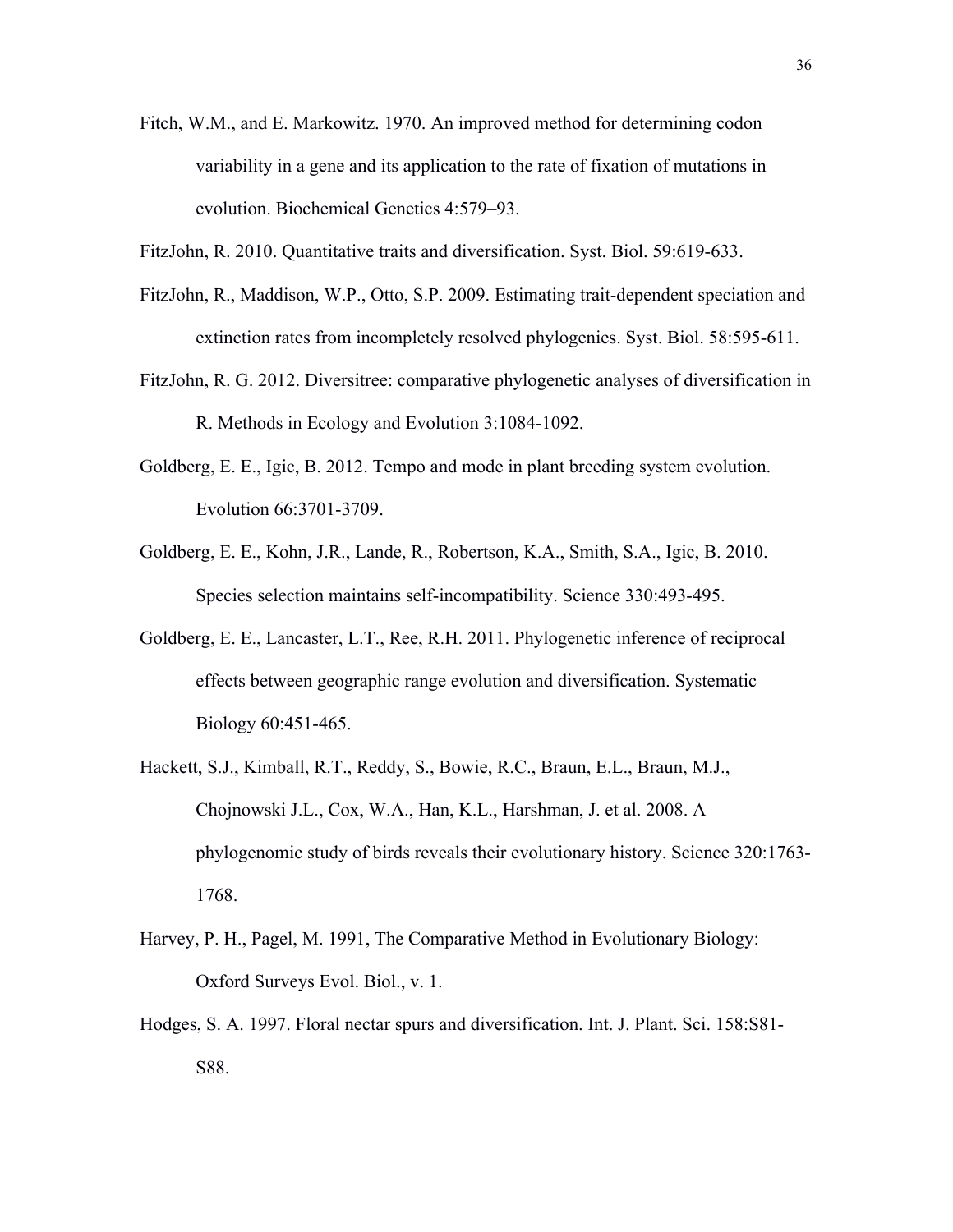Fitch, W.M., and E. Markowitz. 1970. An improved method for determining codon variability in a gene and its application to the rate of fixation of mutations in evolution. Biochemical Genetics 4:579–93.

FitzJohn, R. 2010. Quantitative traits and diversification. Syst. Biol. 59:619-633.

FitzJohn, R., Maddison, W.P., Otto, S.P. 2009. Estimating trait-dependent speciation and extinction rates from incompletely resolved phylogenies. Syst. Biol. 58:595-611.

FitzJohn, R. G. 2012. Diversitree: comparative phylogenetic analyses of diversification in R. Methods in Ecology and Evolution 3:1084-1092.

Goldberg, E. E., Igic, B. 2012. Tempo and mode in plant breeding system evolution. Evolution 66:3701-3709.

Goldberg, E. E., Kohn, J.R., Lande, R., Robertson, K.A., Smith, S.A., Igic, B. 2010. Species selection maintains self-incompatibility. Science 330:493-495.

Goldberg, E. E., Lancaster, L.T., Ree, R.H. 2011. Phylogenetic inference of reciprocal effects between geographic range evolution and diversification. Systematic Biology 60:451-465.

Hackett, S.J., Kimball, R.T., Reddy, S., Bowie, R.C., Braun, E.L., Braun, M.J., Chojnowski J.L., Cox, W.A., Han, K.L., Harshman, J. et al. 2008. A phylogenomic study of birds reveals their evolutionary history. Science 320:1763-1768.

Harvey, P. H., Pagel, M. 1991, The Comparative Method in Evolutionary Biology: Oxford Surveys Evol. Biol., v. 1.

Hodges, S. A. 1997. Floral nectar spurs and diversification. Int. J. Plant. Sci. 158:S81-S88.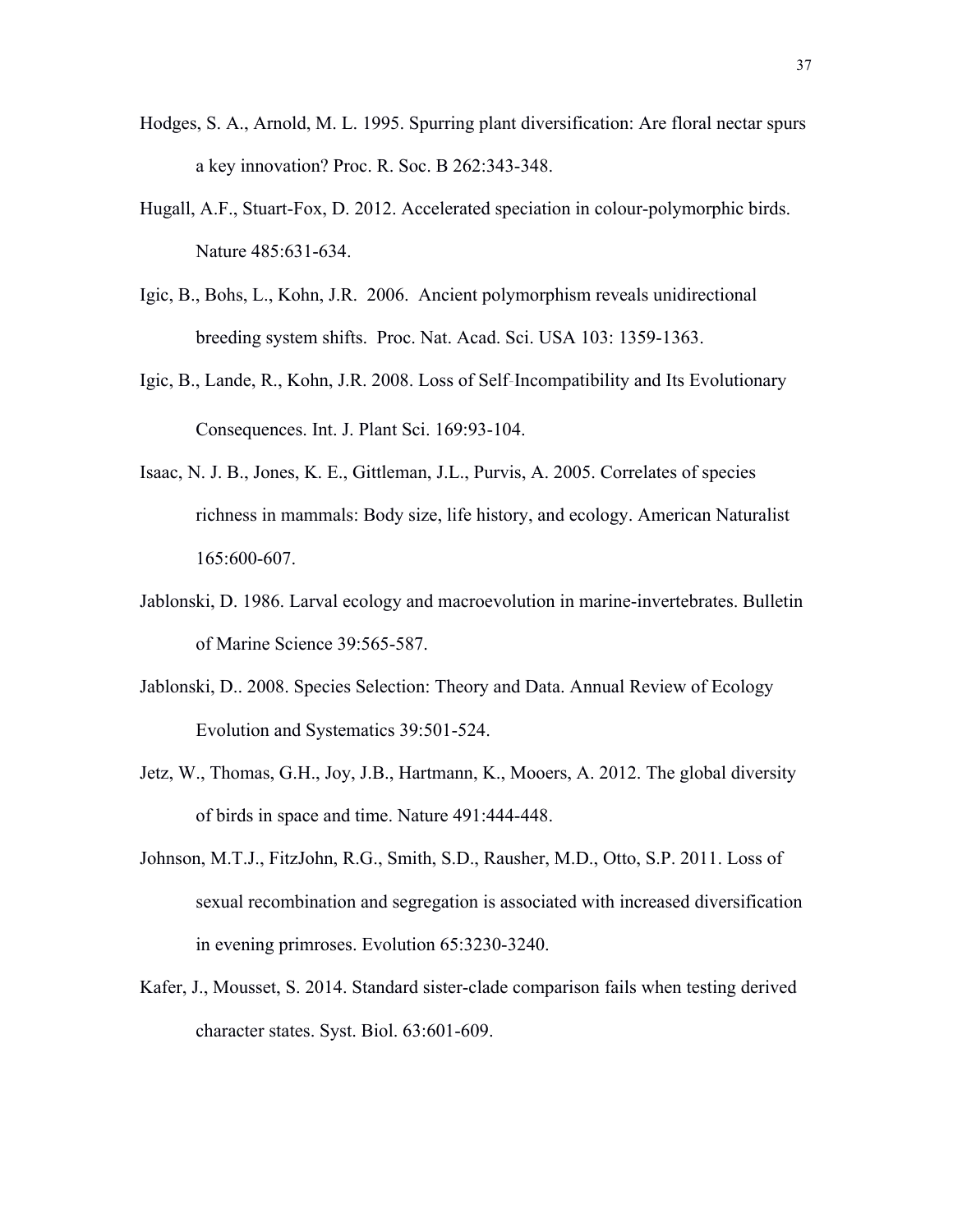Hodges, S. A., Arnold, M. L. 1995. Spurring plant diversification: Are floral nectar spurs a key innovation? Proc. R. Soc. B 262:343-348.

Hugall, A.F., Stuart-Fox, D. 2012. Accelerated speciation in colour-polymorphic birds. Nature 485:631-634.

Igic, B., Bohs, L., Kohn, J.R. 2006. Ancient polymorphism reveals unidirectional breeding system shifts. Proc. Nat. Acad. Sci. USA 103: 1359-1363.

Igic, B., Lande, R., Kohn, J.R. 2008. Loss of Self-Incompatibility and Its Evolutionary Consequences. Int. J. Plant Sci. 169:93-104.

Isaac, N. J. B., Jones, K. E., Gittleman, J.L., Purvis, A. 2005. Correlates of species richness in mammals: Body size, life history, and ecology. American Naturalist 165:600-607.

Jablonski, D. 1986. Larval ecology and macroevolution in marine-invertebrates. Bulletin of Marine Science 39:565-587.

Jablonski, D.. 2008. Species Selection: Theory and Data. Annual Review of Ecology Evolution and Systematics 39:501-524.

Jetz, W., Thomas, G.H., Joy, J.B., Hartmann, K., Mooers, A. 2012. The global diversity of birds in space and time. Nature 491:444-448.

Johnson, M.T.J., FitzJohn, R.G., Smith, S.D., Rausher, M.D., Otto, S.P. 2011. Loss of sexual recombination and segregation is associated with increased diversification in evening primroses. Evolution 65:3230-3240.

Kafer, J., Mousset, S. 2014. Standard sister-clade comparison fails when testing derived character states. Syst. Biol. 63:601-609.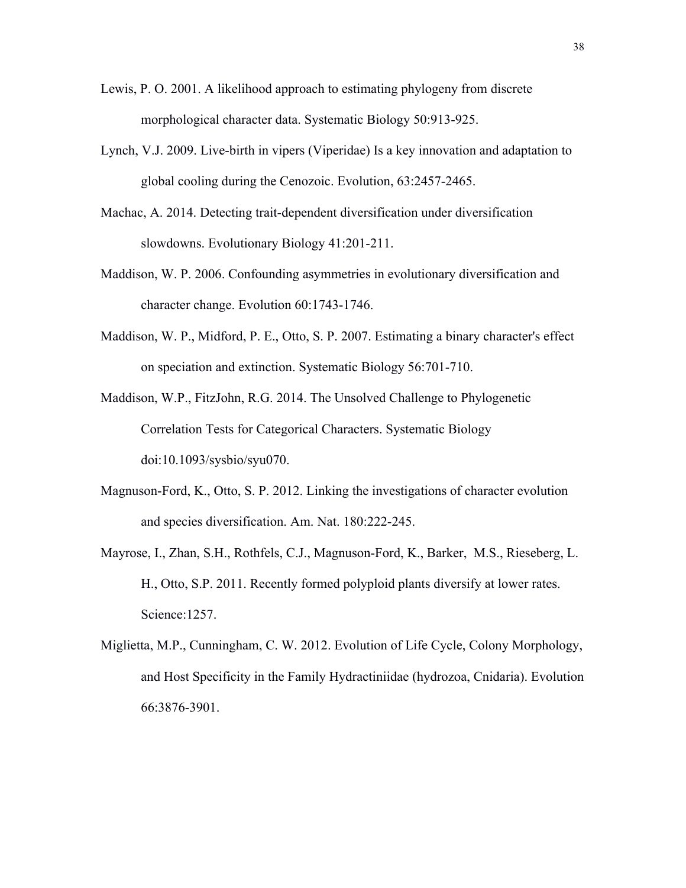Lewis, P. O. 2001. A likelihood approach to estimating phylogeny from discrete morphological character data. Systematic Biology 50:913-925.

Lynch, V.J. 2009. Live-birth in vipers (Viperidae) Is a key innovation and adaptation to global cooling during the Cenozoic. Evolution, 63:2457-2465.

Machac, A. 2014. Detecting trait-dependent diversification under diversification slowdowns. Evolutionary Biology 41:201-211.

Maddison, W. P. 2006. Confounding asymmetries in evolutionary diversification and character change. Evolution 60:1743-1746.

Maddison, W. P., Midford, P. E., Otto, S. P. 2007. Estimating a binary character's effect on speciation and extinction. Systematic Biology 56:701-710.

Maddison, W.P., FitzJohn, R.G. 2014. The Unsolved Challenge to Phylogenetic Correlation Tests for Categorical Characters. Systematic Biology doi:10.1093/sysbio/syu070.

Magnuson-Ford, K., Otto, S. P. 2012. Linking the investigations of character evolution and species diversification. Am. Nat. 180:222-245.

Mayrose, I., Zhan, S.H., Rothfels, C.J., Magnuson-Ford, K., Barker, M.S., Rieseberg, L. H., Otto, S.P. 2011. Recently formed polyploid plants diversify at lower rates. Science:1257.

Miglietta, M.P., Cunningham, C. W. 2012. Evolution of Life Cycle, Colony Morphology, and Host Specificity in the Family Hydractiniidae (hydrozoa, Cnidaria). Evolution 66:3876-3901.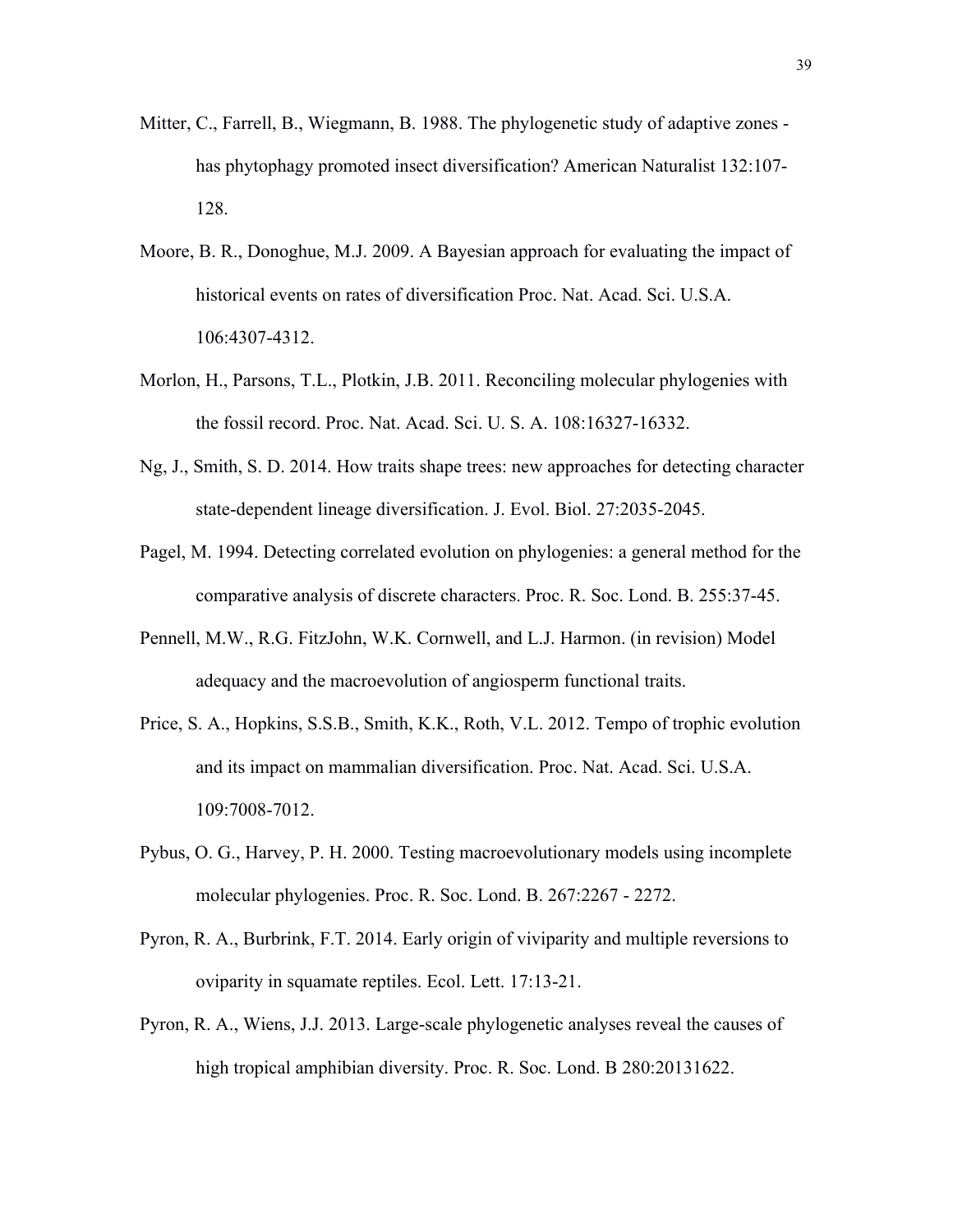Mitter, C., Farrell, B., Wiegmann, B. 1988. The phylogenetic study of adaptive zones - has phytophagy promoted insect diversification? American Naturalist 132:107-128.

Moore, B. R., Donoghue, M.J. 2009. A Bayesian approach for evaluating the impact of historical events on rates of diversification Proc. Nat. Acad. Sci. U.S.A. 106:4307-4312.

Morlon, H., Parsons, T.L., Plotkin, J.B. 2011. Reconciling molecular phylogenies with the fossil record. Proc. Nat. Acad. Sci. U. S. A. 108:16327-16332.

Ng, J., Smith, S. D. 2014. How traits shape trees: new approaches for detecting character state-dependent lineage diversification. J. Evol. Biol. 27:2035-2045.

Pagel, M. 1994. Detecting correlated evolution on phylogenies: a general method for the comparative analysis of discrete characters. Proc. R. Soc. Lond. B. 255:37-45.

Pennell, M.W., R.G. FitzJohn, W.K. Cornwell, and L.J. Harmon. (in revision) Model adequacy and the macroevolution of angiosperm functional traits.

Price, S. A., Hopkins, S.S.B., Smith, K.K., Roth, V.L. 2012. Tempo of trophic evolution and its impact on mammalian diversification. Proc. Nat. Acad. Sci. U.S.A. 109:7008-7012.

Pybus, O. G., Harvey, P. H. 2000. Testing macroevolutionary models using incomplete molecular phylogenies. Proc. R. Soc. Lond. B. 267:2267 - 2272.

Pyron, R. A., Burbrink, F.T. 2014. Early origin of viviparity and multiple reversions to oviparity in squamate reptiles. Ecol. Lett. 17:13-21.

Pyron, R. A., Wiens, J.J. 2013. Large-scale phylogenetic analyses reveal the causes of high tropical amphibian diversity. Proc. R. Soc. Lond. B 280:20131622.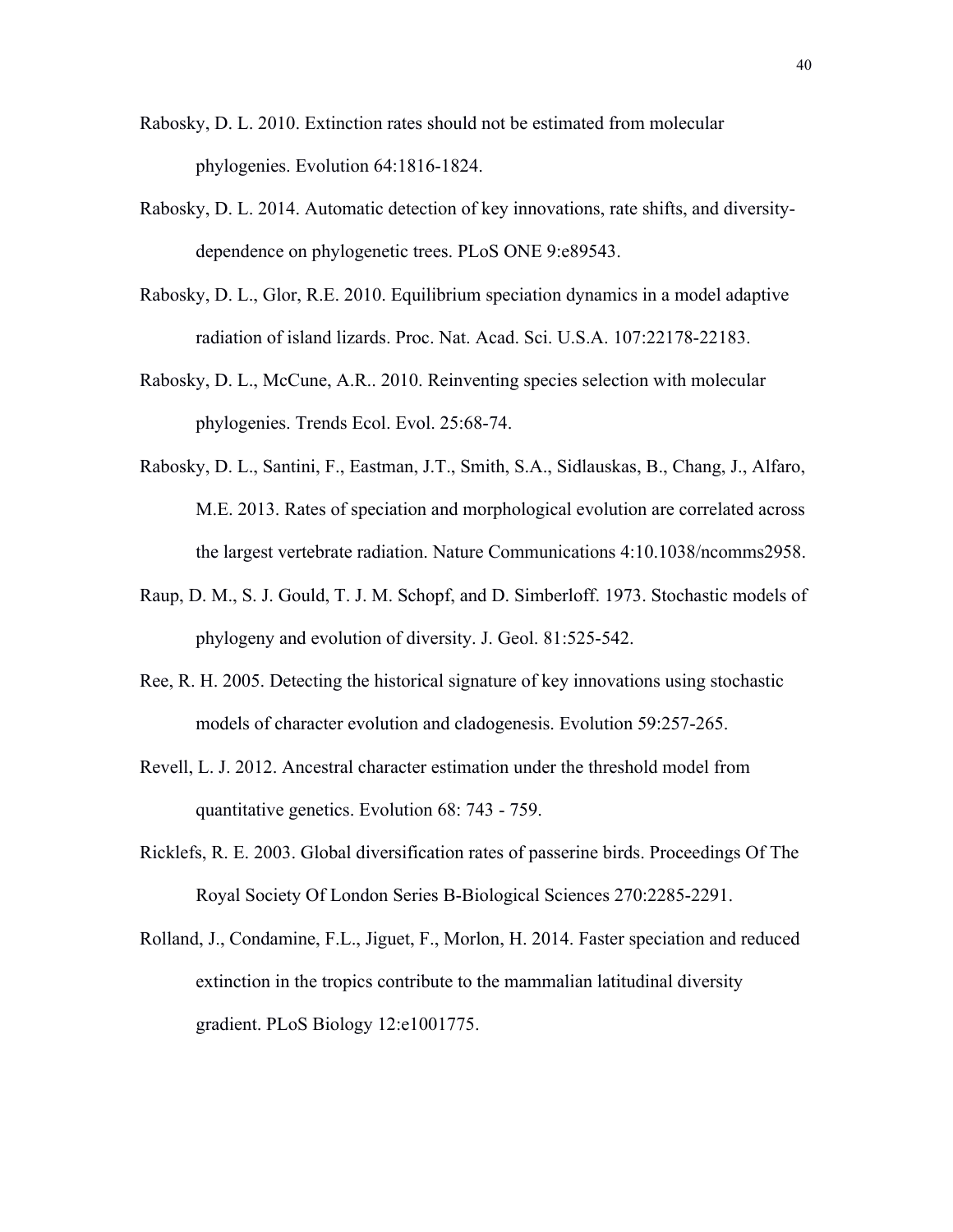Rabosky, D. L. 2010. Extinction rates should not be estimated from molecular phylogenies. Evolution 64:1816-1824.

Rabosky, D. L. 2014. Automatic detection of key innovations, rate shifts, and diversity-dependence on phylogenetic trees. PLoS ONE 9:e89543.

Rabosky, D. L., Glor, R.E. 2010. Equilibrium speciation dynamics in a model adaptive radiation of island lizards. Proc. Nat. Acad. Sci. U.S.A. 107:22178-22183.

Rabosky, D. L., McCune, A.R.. 2010. Reinventing species selection with molecular phylogenies. Trends Ecol. Evol. 25:68-74.

Rabosky, D. L., Santini, F., Eastman, J.T., Smith, S.A., Sidlauskas, B., Chang, J., Alfaro, M.E. 2013. Rates of speciation and morphological evolution are correlated across the largest vertebrate radiation. Nature Communications 4:10.1038/ncomms2958.

Raup, D. M., S. J. Gould, T. J. M. Schopf, and D. Simberloff. 1973. Stochastic models of phylogeny and evolution of diversity. J. Geol. 81:525-542.

Ree, R. H. 2005. Detecting the historical signature of key innovations using stochastic models of character evolution and cladogenesis. Evolution 59:257-265.

Revell, L. J. 2012. Ancestral character estimation under the threshold model from quantitative genetics. Evolution 68: 743 - 759.

Ricklefs, R. E. 2003. Global diversification rates of passerine birds. Proceedings Of The Royal Society Of London Series B-Biological Sciences 270:2285-2291.

Rolland, J., Condamine, F.L., Jiguet, F., Morlon, H. 2014. Faster speciation and reduced extinction in the tropics contribute to the mammalian latitudinal diversity gradient. PLoS Biology 12:e1001775.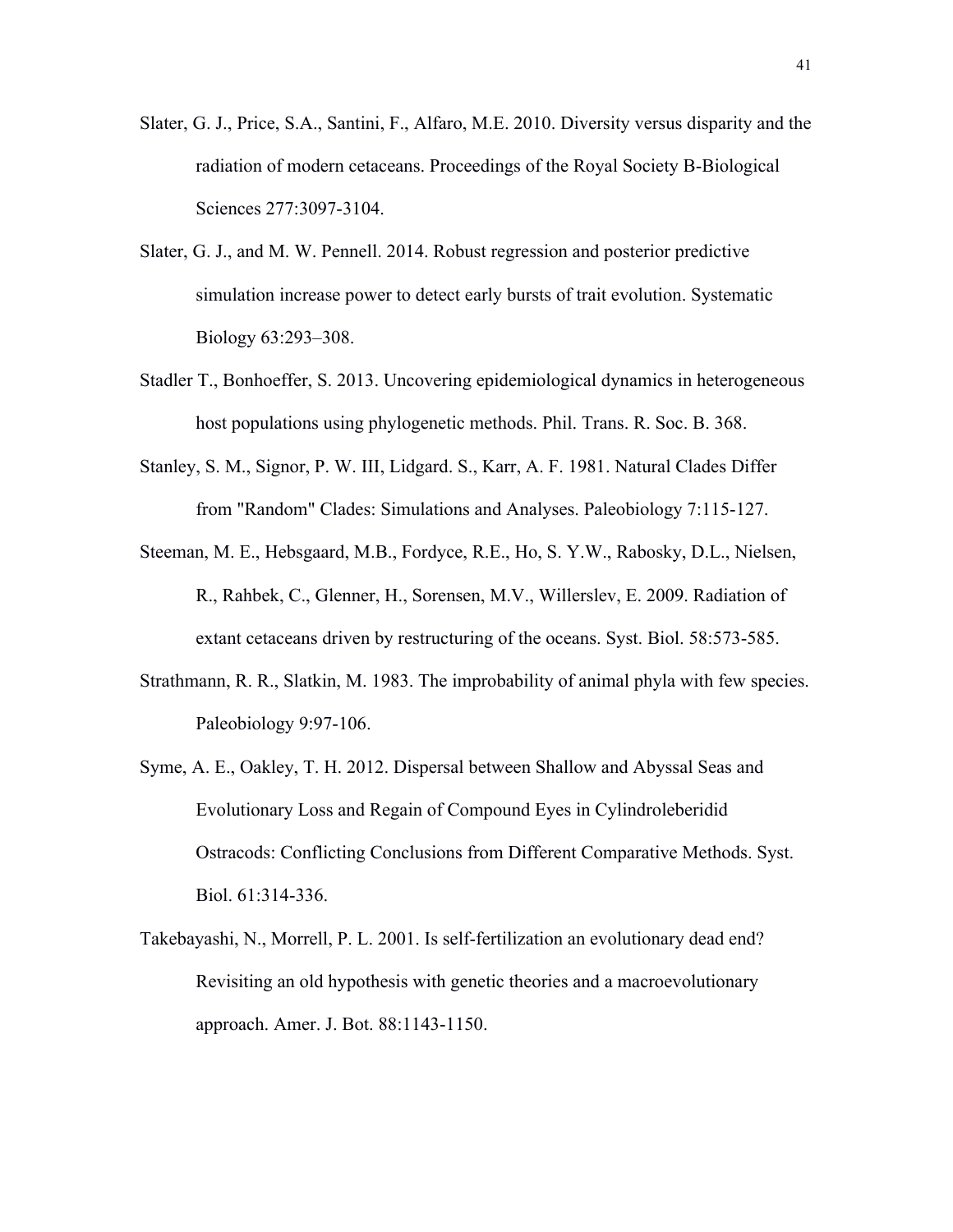Slater, G. J., Price, S.A., Santini, F., Alfaro, M.E. 2010. Diversity versus disparity and the radiation of modern cetaceans. Proceedings of the Royal Society B-Biological Sciences 277:3097-3104.

Slater, G. J., and M. W. Pennell. 2014. Robust regression and posterior predictive simulation increase power to detect early bursts of trait evolution. Systematic Biology 63:293–308.

Stadler T., Bonhoeffer, S. 2013. Uncovering epidemiological dynamics in heterogeneous host populations using phylogenetic methods. Phil. Trans. R. Soc. B. 368.

Stanley, S. M., Signor, P. W. III, Lidgard. S., Karr, A. F. 1981. Natural Clades Differ from "Random" Clades: Simulations and Analyses. Paleobiology 7:115-127.

Steeman, M. E., Hebsgaard, M.B., Fordyce, R.E., Ho, S. Y.W., Rabosky, D.L., Nielsen, R., Rahbek, C., Glenner, H., Sorensen, M.V., Willerslev, E. 2009. Radiation of extant cetaceans driven by restructuring of the oceans. Syst. Biol. 58:573-585.

Strathmann, R. R., Slatkin, M. 1983. The improbability of animal phyla with few species. Paleobiology 9:97-106.

Syme, A. E., Oakley, T. H. 2012. Dispersal between Shallow and Abyssal Seas and Evolutionary Loss and Regain of Compound Eyes in Cylindroleberidid Ostracods: Conflicting Conclusions from Different Comparative Methods. Syst. Biol. 61:314-336.

Takebayashi, N., Morrell, P. L. 2001. Is self-fertilization an evolutionary dead end? Revisiting an old hypothesis with genetic theories and a macroevolutionary approach. Amer. J. Bot. 88:1143-1150.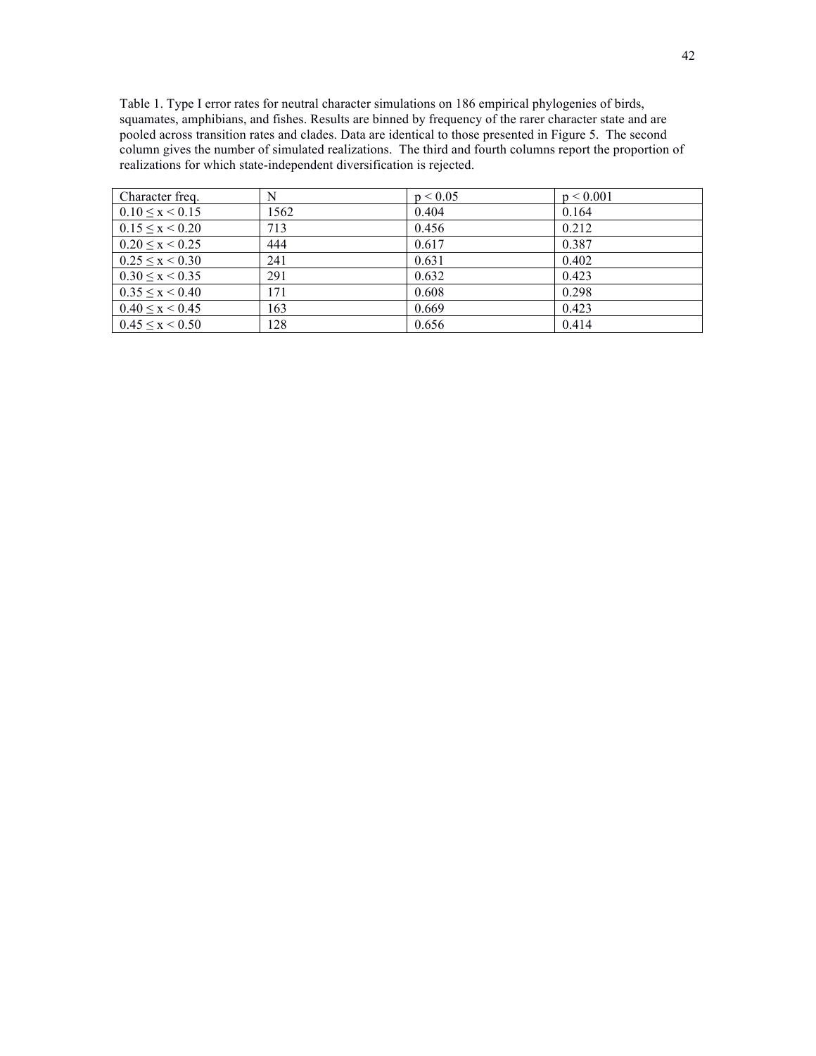Table 1. Type I error rates for neutral character simulations on 186 empirical phylogenies of birds, squamates, amphibians, and fishes. Results are binned by frequency of the rarer character state and are pooled across transition rates and clades. Data are identical to those presented in Figure 5. The second column gives the number of simulated realizations. The third and fourth columns report the proportion of realizations for which state-independent diversification is rejected.

| Character freq. | N | $p < 0.05$ | $p < 0.001$ |
|---|---|---|---|
| $0.10 \leq x < 0.15$ | 1562 | 0.404 | 0.164 |
| $0.15 \leq x < 0.20$ | 713 | 0.456 | 0.212 |
| $0.20 \leq x < 0.25$ | 444 | 0.617 | 0.387 |
| $0.25 \leq x < 0.30$ | 241 | 0.631 | 0.402 |
| $0.30 \leq x < 0.35$ | 291 | 0.632 | 0.423 |
| $0.35 \leq x < 0.40$ | 171 | 0.608 | 0.298 |
| $0.40 \leq x < 0.45$ | 163 | 0.669 | 0.423 |
| $0.45 \leq x < 0.50$ | 128 | 0.656 | 0.414 |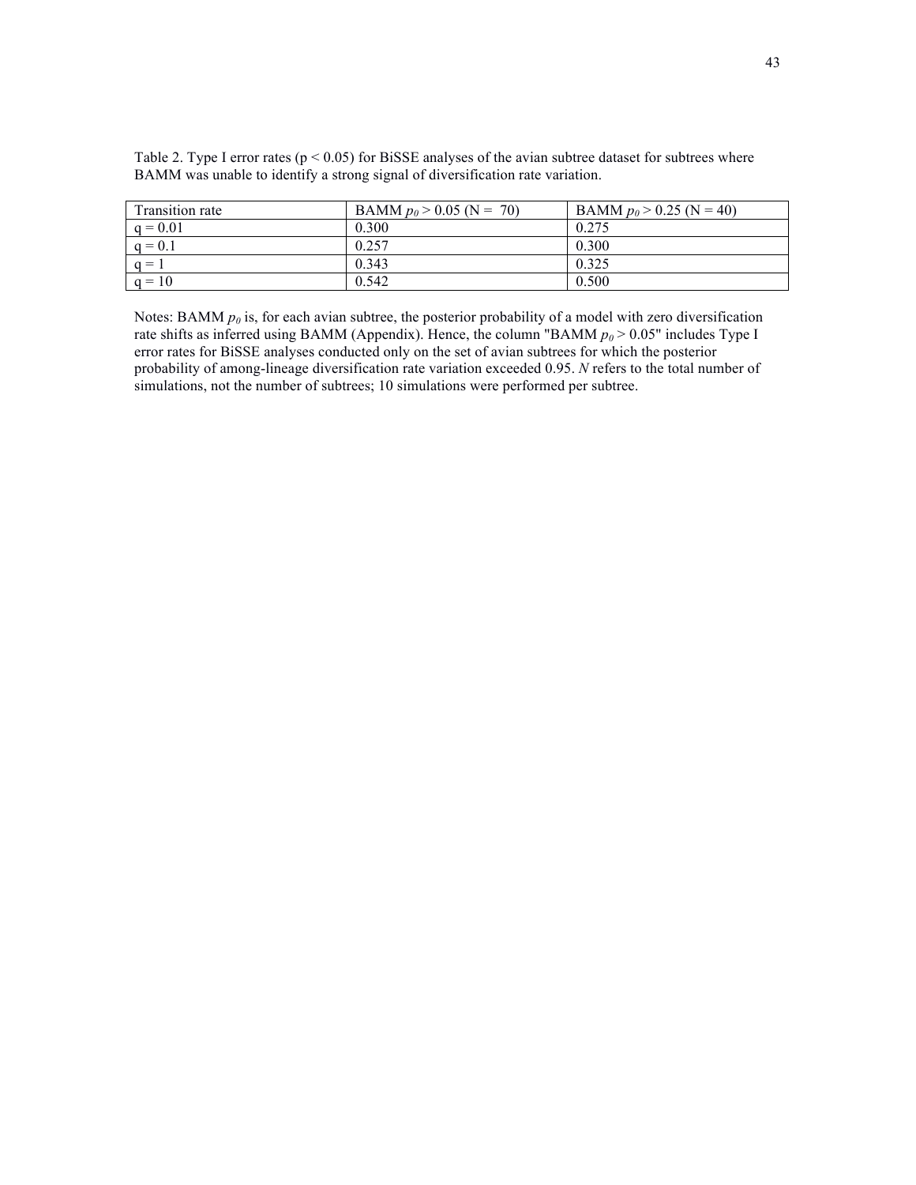Table 2. Type I error rates ($p < 0.05$) for BiSSE analyses of the avian subtree dataset for subtrees where BAMM was unable to identify a strong signal of diversification rate variation.

| Transition rate | BAMM $p_0 > 0.05$ (N = 70) | BAMM $p_0 > 0.25$ (N = 40) |
|---|---|---|
| q = 0.01 | 0.300 | 0.275 |
| q = 0.1 | 0.257 | 0.300 |
| q = 1 | 0.343 | 0.325 |
| q = 10 | 0.542 | 0.500 |

Notes: BAMM $p_0$ is, for each avian subtree, the posterior probability of a model with zero diversification rate shifts as inferred using BAMM (Appendix). Hence, the column "BAMM $p_0 > 0.05$" includes Type I error rates for BiSSE analyses conducted only on the set of avian subtrees for which the posterior probability of among-lineage diversification rate variation exceeded 0.95. *N* refers to the total number of simulations, not the number of subtrees; 10 simulations were performed per subtree.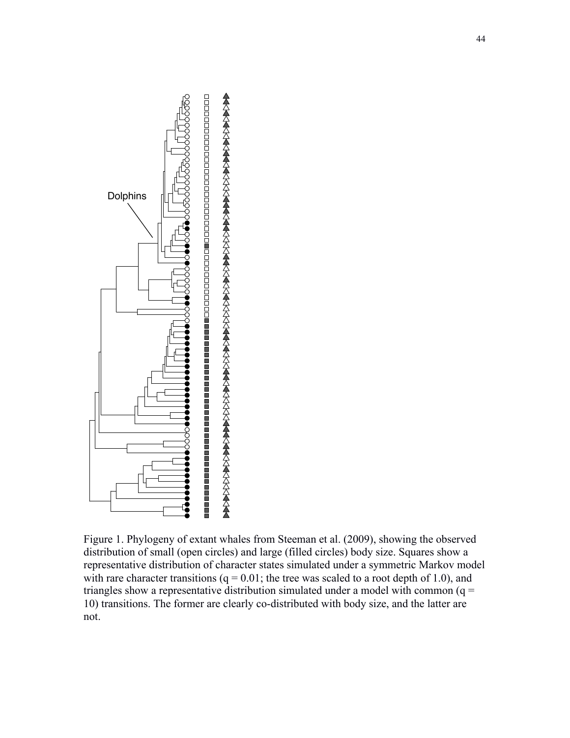Figure 1. Phylogeny of extant whales from Steeman et al. (2009), showing the observed distribution of small (open circles) and large (filled circles) body size. Squares show a representative distribution of character states simulated under a symmetric Markov model with rare character transitions ($q = 0.01$; the tree was scaled to a root depth of 1.0), and triangles show a representative distribution simulated under a model with common ($q = 10$) transitions. The former are clearly co-distributed with body size, and the latter are not.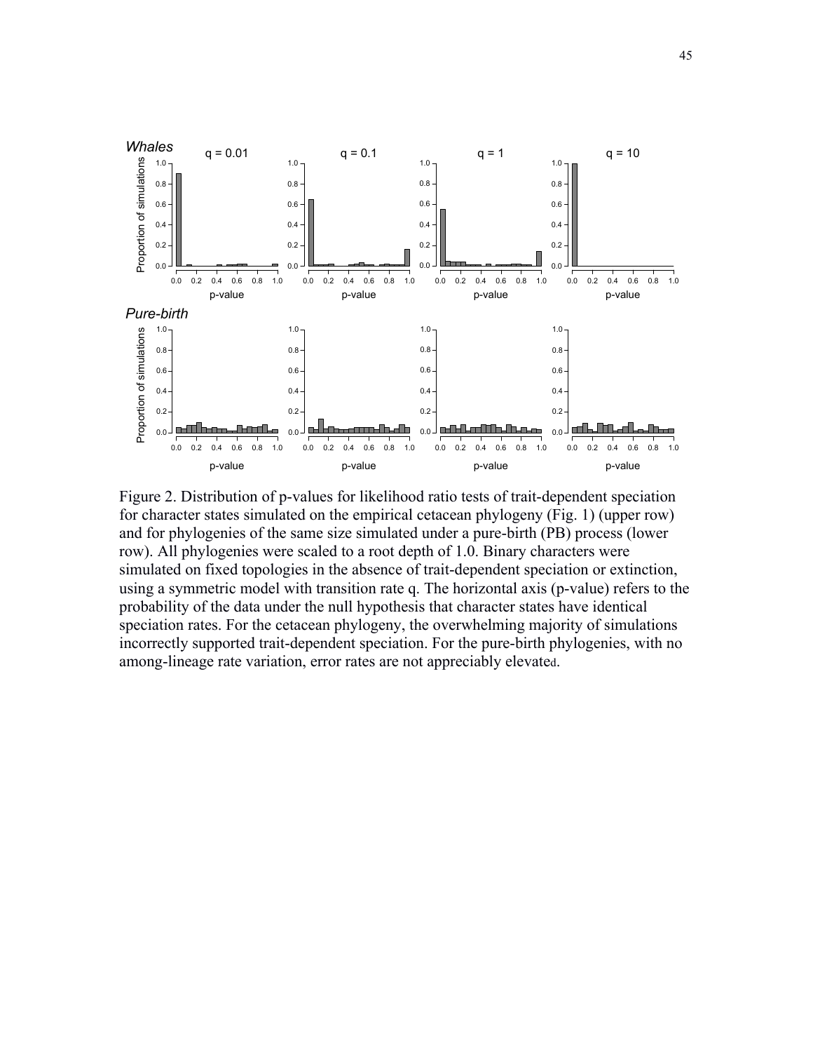Figure 2. Distribution of p-values for likelihood ratio tests of trait-dependent speciation for character states simulated on the empirical cetacean phylogeny (Fig. 1) (upper row) and for phylogenies of the same size simulated under a pure-birth (PB) process (lower row). All phylogenies were scaled to a root depth of 1.0. Binary characters were simulated on fixed topologies in the absence of trait-dependent speciation or extinction, using a symmetric model with transition rate q. The horizontal axis (p-value) refers to the probability of the data under the null hypothesis that character states have identical speciation rates. For the cetacean phylogeny, the overwhelming majority of simulations incorrectly supported trait-dependent speciation. For the pure-birth phylogenies, with no among-lineage rate variation, error rates are not appreciably elevated.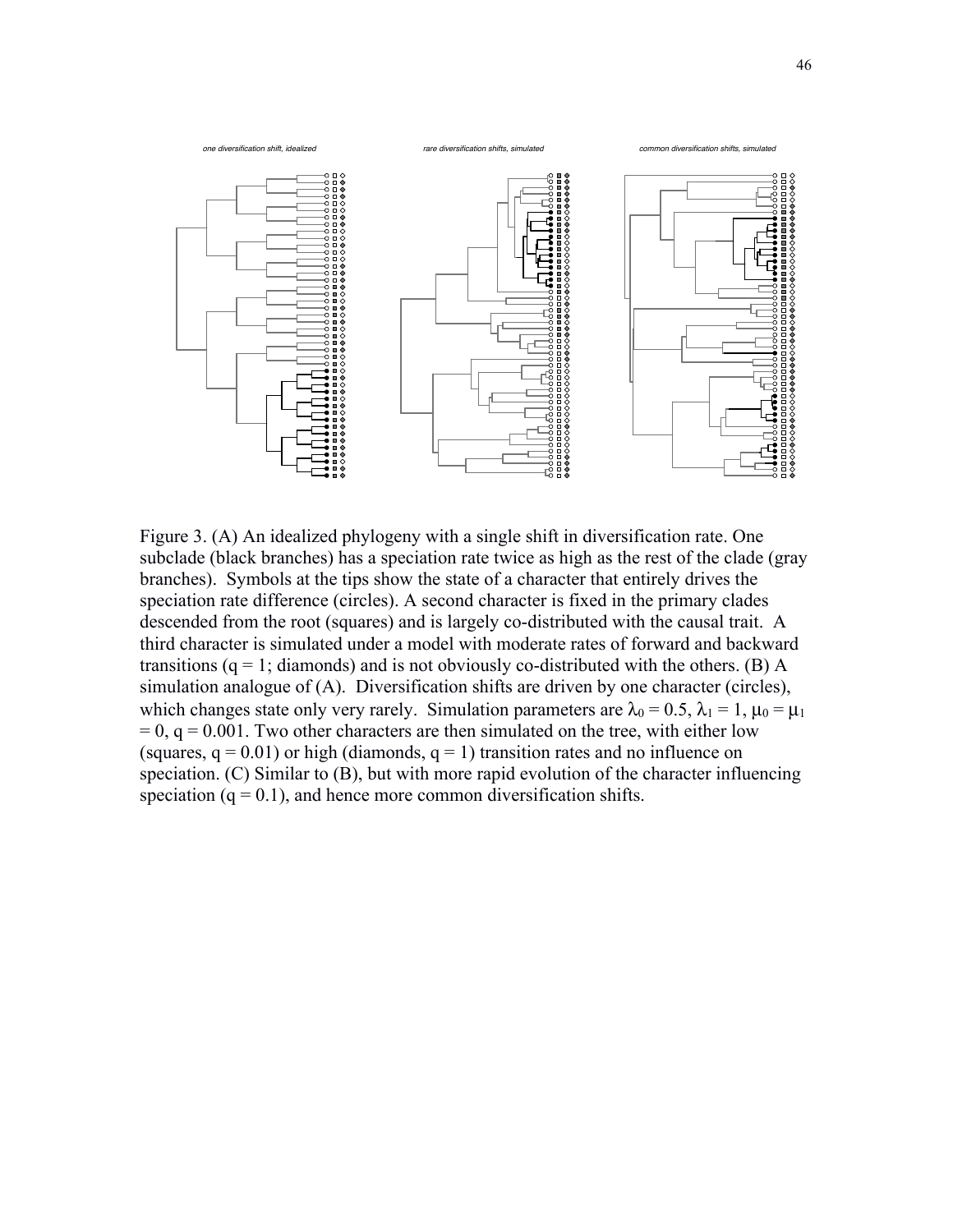*one diversification shift, idealized*

*rare diversification shifts, simulated*

*common diversification shifts, simulated*

Figure 3. (A) An idealized phylogeny with a single shift in diversification rate. One subclade (black branches) has a speciation rate twice as high as the rest of the clade (gray branches). Symbols at the tips show the state of a character that entirely drives the speciation rate difference (circles). A second character is fixed in the primary clades descended from the root (squares) and is largely co-distributed with the causal trait. A third character is simulated under a model with moderate rates of forward and backward transitions ($q = 1$; diamonds) and is not obviously co-distributed with the others. (B) A simulation analogue of (A). Diversification shifts are driven by one character (circles), which changes state only very rarely. Simulation parameters are $\lambda_0 = 0.5$, $\lambda_1 = 1$, $\mu_0 = \mu_1 = 0$, $q = 0.001$. Two other characters are then simulated on the tree, with either low (squares, $q = 0.01$) or high (diamonds, $q = 1$) transition rates and no influence on speciation. (C) Similar to (B), but with more rapid evolution of the character influencing speciation ($q = 0.1$), and hence more common diversification shifts.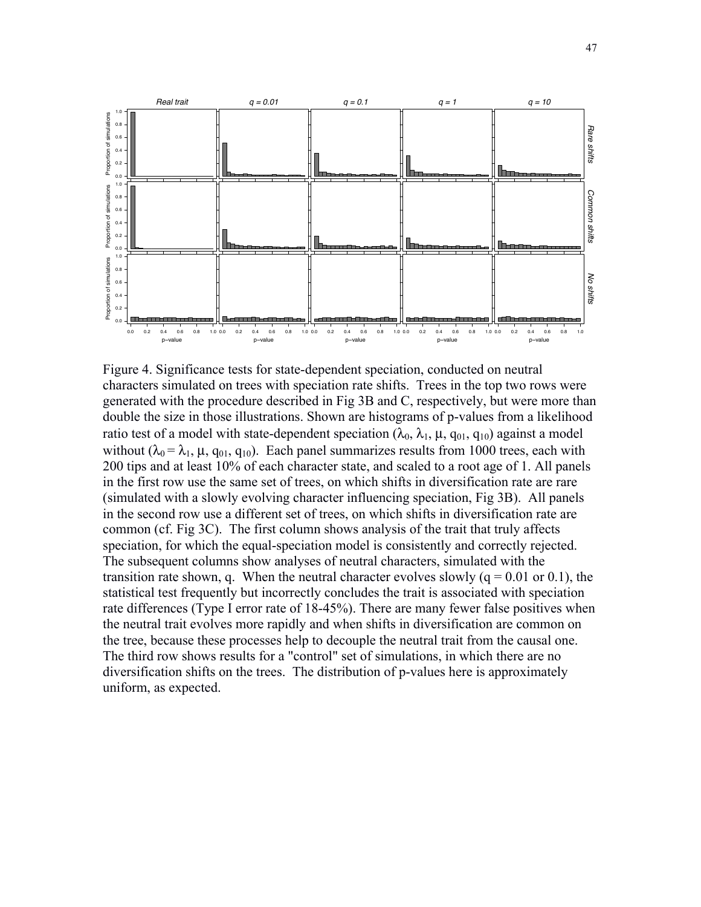Figure 4. Significance tests for state-dependent speciation, conducted on neutral characters simulated on trees with speciation rate shifts. Trees in the top two rows were generated with the procedure described in Fig 3B and C, respectively, but were more than double the size in those illustrations. Shown are histograms of p-values from a likelihood ratio test of a model with state-dependent speciation ($\lambda_0$, $\lambda_1$, $\mu$, $q_{01}$, $q_{10}$) against a model without ($\lambda_0 = \lambda_1$, $\mu$, $q_{01}$, $q_{10}$). Each panel summarizes results from 1000 trees, each with 200 tips and at least 10% of each character state, and scaled to a root age of 1. All panels in the first row use the same set of trees, on which shifts in diversification rate are rare (simulated with a slowly evolving character influencing speciation, Fig 3B). All panels in the second row use a different set of trees, on which shifts in diversification rate are common (cf. Fig 3C). The first column shows analysis of the trait that truly affects speciation, for which the equal-speciation model is consistently and correctly rejected. The subsequent columns show analyses of neutral characters, simulated with the transition rate shown, q. When the neutral character evolves slowly ($q = 0.01$ or $0.1$), the statistical test frequently but incorrectly concludes the trait is associated with speciation rate differences (Type I error rate of 18-45%). There are many fewer false positives when the neutral trait evolves more rapidly and when shifts in diversification are common on the tree, because these processes help to decouple the neutral trait from the causal one. The third row shows results for a "control" set of simulations, in which there are no diversification shifts on the trees. The distribution of p-values here is approximately uniform, as expected.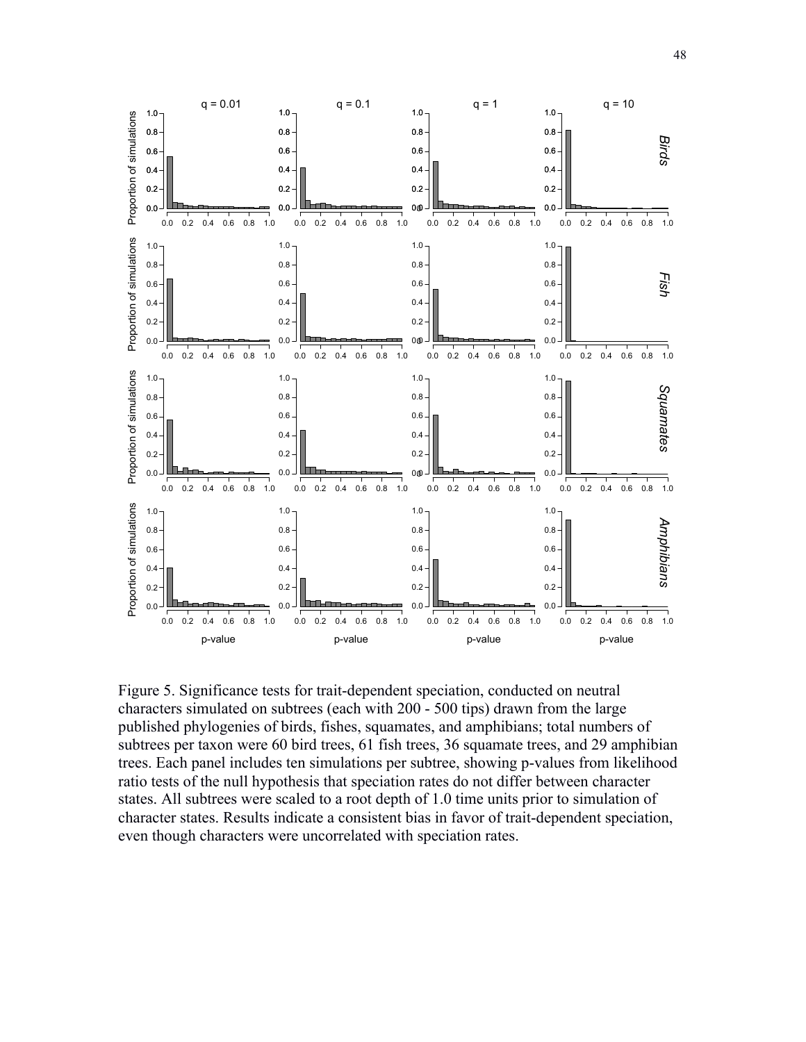Figure 5. Significance tests for trait-dependent speciation, conducted on neutral characters simulated on subtrees (each with 200 - 500 tips) drawn from the large published phylogenies of birds, fishes, squamates, and amphibians; total numbers of subtrees per taxon were 60 bird trees, 61 fish trees, 36 squamate trees, and 29 amphibian trees. Each panel includes ten simulations per subtree, showing p-values from likelihood ratio tests of the null hypothesis that speciation rates do not differ between character states. All subtrees were scaled to a root depth of 1.0 time units prior to simulation of character states. Results indicate a consistent bias in favor of trait-dependent speciation, even though characters were uncorrelated with speciation rates.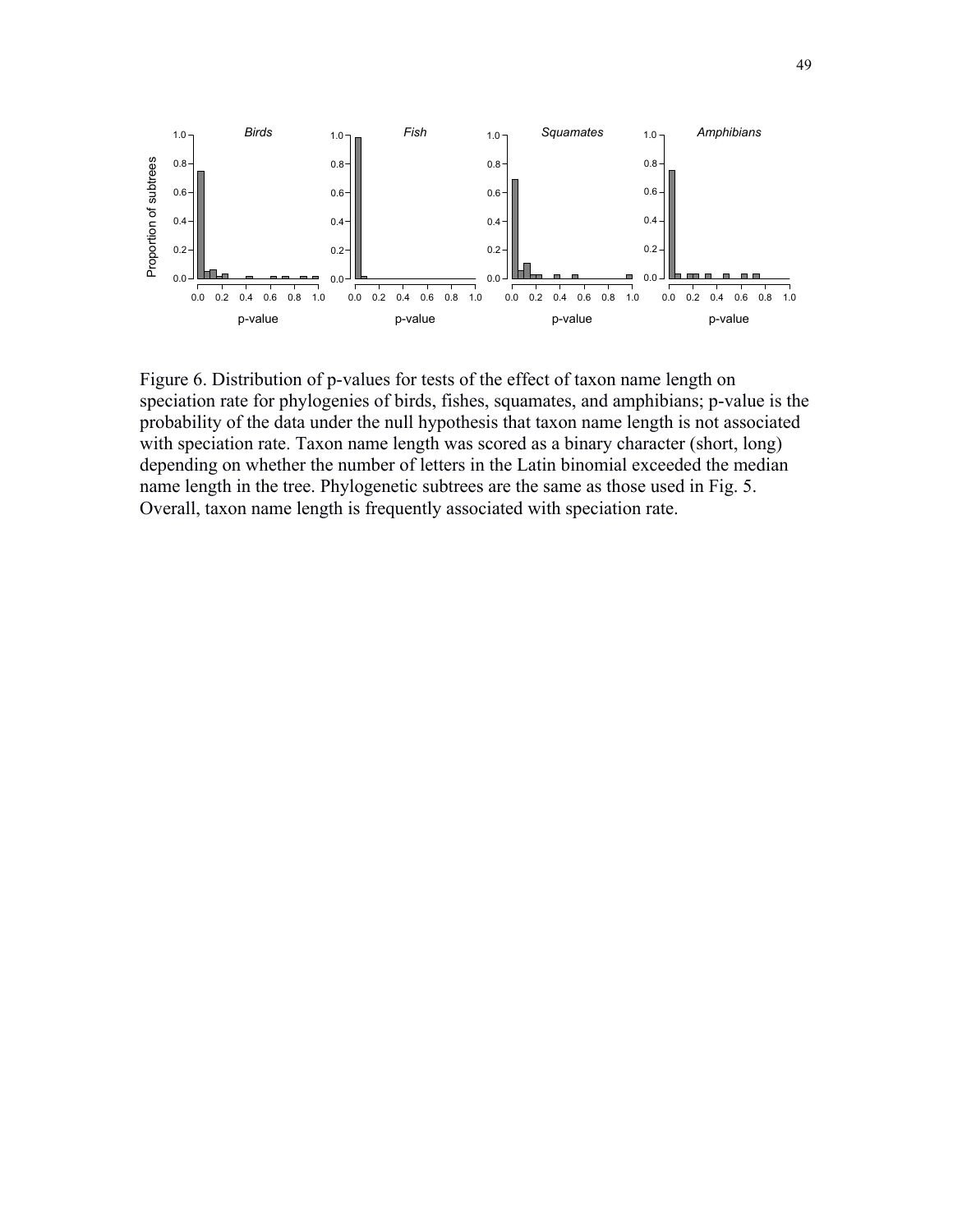Figure 6. Distribution of p-values for tests of the effect of taxon name length on speciation rate for phylogenies of birds, fishes, squamates, and amphibians; p-value is the probability of the data under the null hypothesis that taxon name length is not associated with speciation rate. Taxon name length was scored as a binary character (short, long) depending on whether the number of letters in the Latin binomial exceeded the median name length in the tree. Phylogenetic subtrees are the same as those used in Fig. 5. Overall, taxon name length is frequently associated with speciation rate.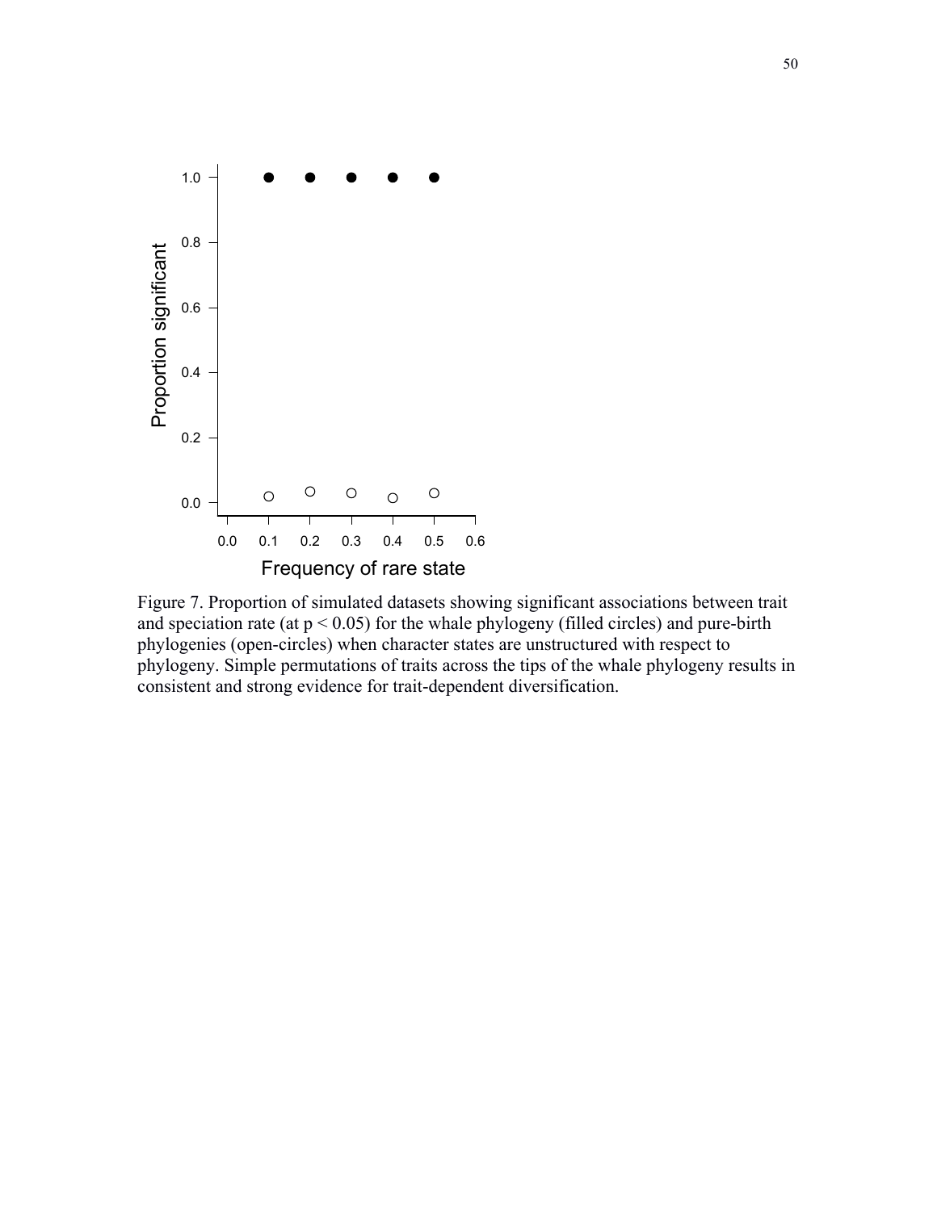Proportion significant

1.0

0.8

0.6

0.4

0.2

0.0

0.0 0.1 0.2 0.3 0.4 0.5 0.6

Frequency of rare state

Figure 7. Proportion of simulated datasets showing significant associations between trait and speciation rate (at $p < 0.05$) for the whale phylogeny (filled circles) and pure-birth phylogenies (open-circles) when character states are unstructured with respect to phylogeny. Simple permutations of traits across the tips of the whale phylogeny results in consistent and strong evidence for trait-dependent diversification.